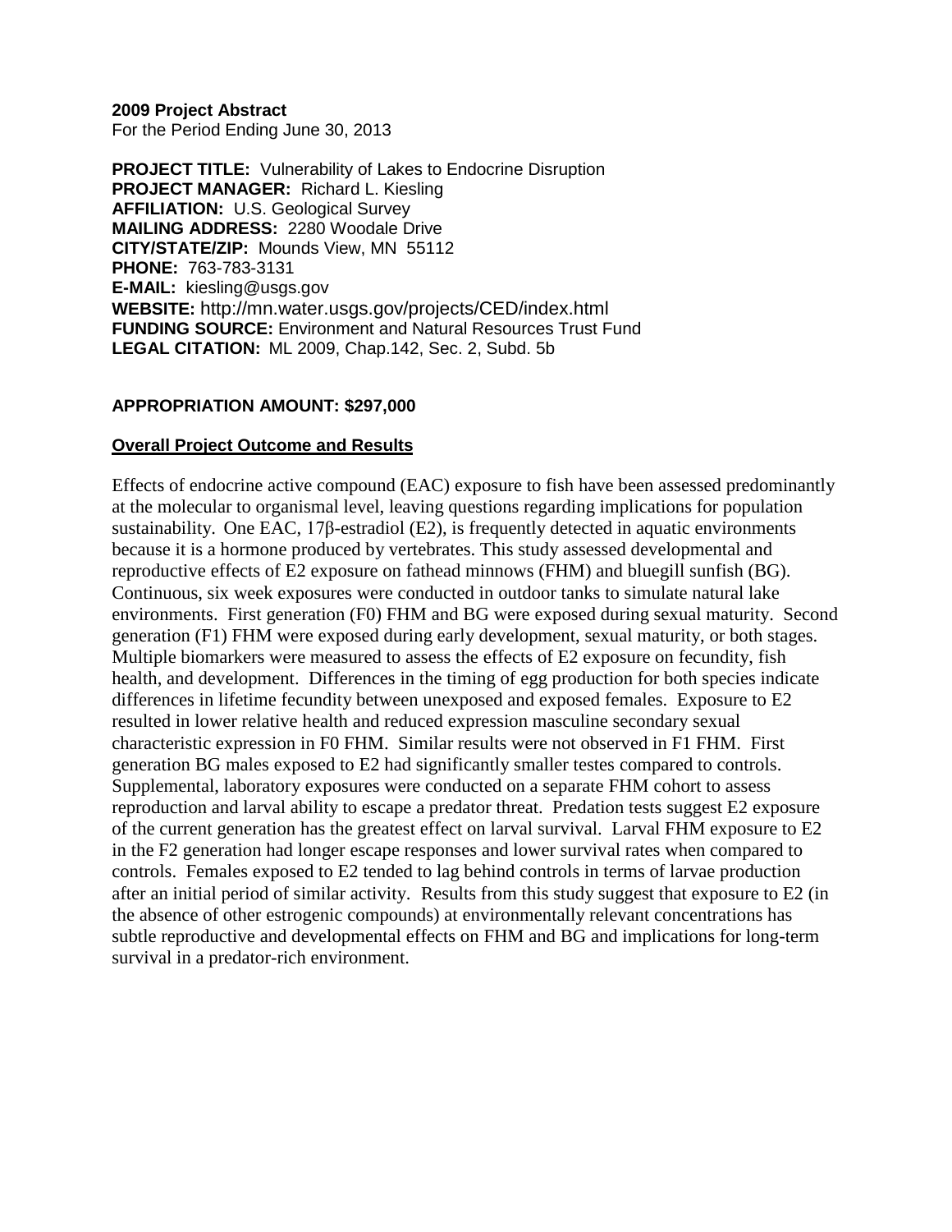**2009 Project Abstract**
For the Period Ending June 30, 2013

**PROJECT TITLE:** Vulnerability of Lakes to Endocrine Disruption
**PROJECT MANAGER:** Richard L. Kiesling
**AFFILIATION:** U.S. Geological Survey
**MAILING ADDRESS:** 2280 Woodale Drive
**CITY/STATE/ZIP:** Mounds View, MN 55112
**PHONE:** 763-783-3131
**E-MAIL:** kiesling@usgs.gov
**WEBSITE:** http://mn.water.usgs.gov/projects/CED/index.html
**FUNDING SOURCE:** Environment and Natural Resources Trust Fund
**LEGAL CITATION:** ML 2009, Chap.142, Sec. 2, Subd. 5b

**APPROPRIATION AMOUNT: $297,000**

**Overall Project Outcome and Results**

Effects of endocrine active compound (EAC) exposure to fish have been assessed predominantly at the molecular to organismal level, leaving questions regarding implications for population sustainability. One EAC, 17β-estradiol (E2), is frequently detected in aquatic environments because it is a hormone produced by vertebrates. This study assessed developmental and reproductive effects of E2 exposure on fathead minnows (FHM) and bluegill sunfish (BG). Continuous, six week exposures were conducted in outdoor tanks to simulate natural lake environments. First generation (F0) FHM and BG were exposed during sexual maturity. Second generation (F1) FHM were exposed during early development, sexual maturity, or both stages. Multiple biomarkers were measured to assess the effects of E2 exposure on fecundity, fish health, and development. Differences in the timing of egg production for both species indicate differences in lifetime fecundity between unexposed and exposed females. Exposure to E2 resulted in lower relative health and reduced expression masculine secondary sexual characteristic expression in F0 FHM. Similar results were not observed in F1 FHM. First generation BG males exposed to E2 had significantly smaller testes compared to controls. Supplemental, laboratory exposures were conducted on a separate FHM cohort to assess reproduction and larval ability to escape a predator threat. Predation tests suggest E2 exposure of the current generation has the greatest effect on larval survival. Larval FHM exposure to E2 in the F2 generation had longer escape responses and lower survival rates when compared to controls. Females exposed to E2 tended to lag behind controls in terms of larvae production after an initial period of similar activity. Results from this study suggest that exposure to E2 (in the absence of other estrogenic compounds) at environmentally relevant concentrations has subtle reproductive and developmental effects on FHM and BG and implications for long-term survival in a predator-rich environment.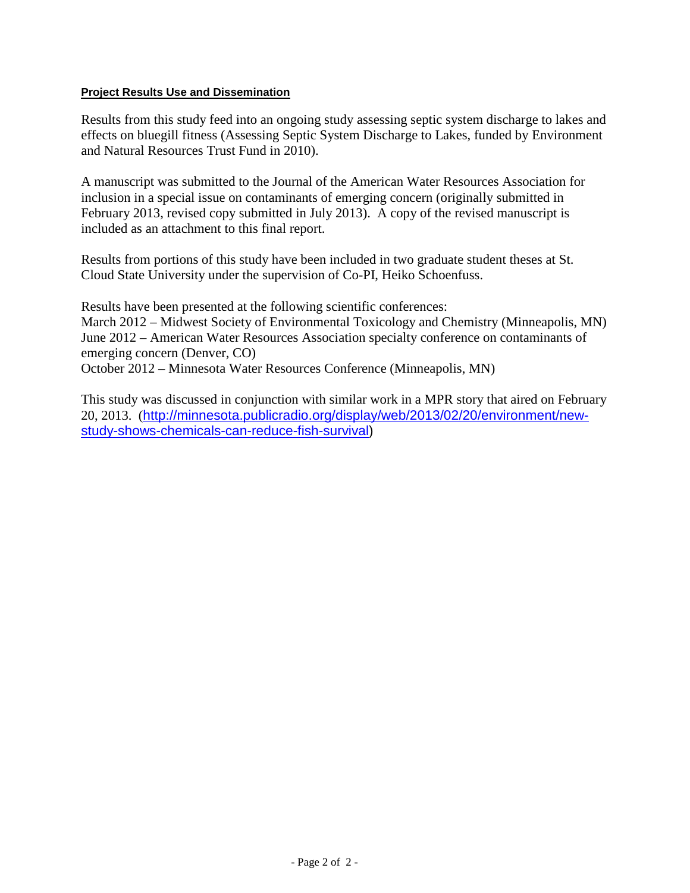**Project Results Use and Dissemination**

Results from this study feed into an ongoing study assessing septic system discharge to lakes and effects on bluegill fitness (Assessing Septic System Discharge to Lakes, funded by Environment and Natural Resources Trust Fund in 2010).

A manuscript was submitted to the Journal of the American Water Resources Association for inclusion in a special issue on contaminants of emerging concern (originally submitted in February 2013, revised copy submitted in July 2013). A copy of the revised manuscript is included as an attachment to this final report.

Results from portions of this study have been included in two graduate student theses at St. Cloud State University under the supervision of Co-PI, Heiko Schoenfuss.

Results have been presented at the following scientific conferences:
March 2012 – Midwest Society of Environmental Toxicology and Chemistry (Minneapolis, MN)
June 2012 – American Water Resources Association specialty conference on contaminants of emerging concern (Denver, CO)
October 2012 – Minnesota Water Resources Conference (Minneapolis, MN)

This study was discussed in conjunction with similar work in a MPR story that aired on February 20, 2013. (http://minnesota.publicradio.org/display/web/2013/02/20/environment/new-study-shows-chemicals-can-reduce-fish-survival)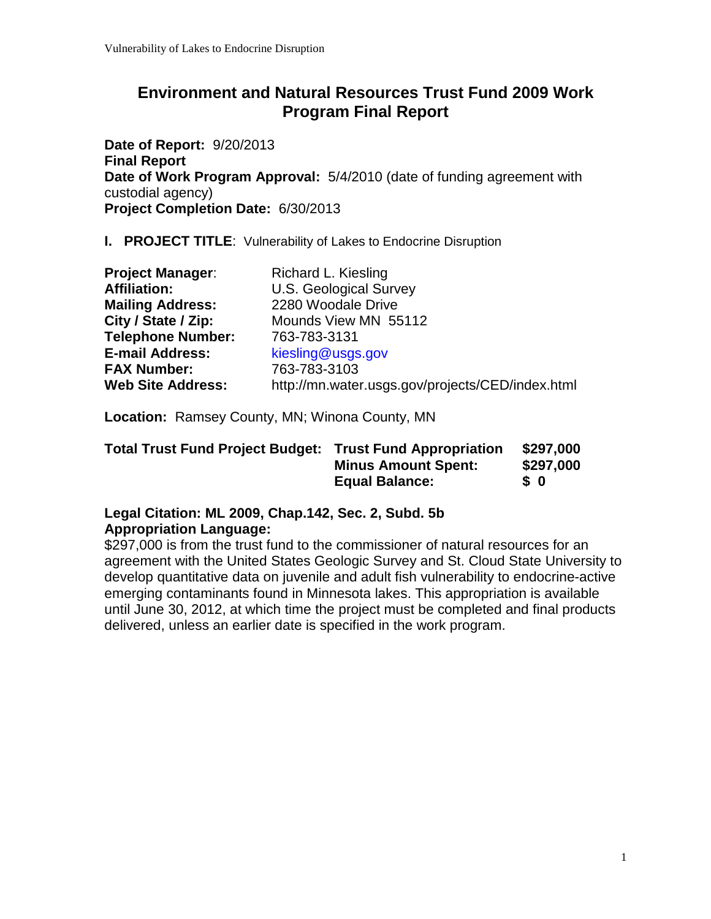# Environment and Natural Resources Trust Fund 2009 Work Program Final Report

**Date of Report:** 9/20/2013
**Final Report**
**Date of Work Program Approval:** 5/4/2010 (date of funding agreement with custodial agency)
**Project Completion Date:** 6/30/2013

**I. PROJECT TITLE**: Vulnerability of Lakes to Endocrine Disruption

| | |
|---|---|
| **Project Manager**: | Richard L. Kiesling |
| **Affiliation:** | U.S. Geological Survey |
| **Mailing Address:** | 2280 Woodale Drive |
| **City / State / Zip:** | Mounds View MN 55112 |
| **Telephone Number:** | 763-783-3131 |
| **E-mail Address:** | kiesling@usgs.gov |
| **FAX Number:** | 763-783-3103 |
| **Web Site Address:** | http://mn.water.usgs.gov/projects/CED/index.html |

**Location:** Ramsey County, MN; Winona County, MN

| | | |
|---|---|---|
| **Total Trust Fund Project Budget:** | **Trust Fund Appropriation** | **$297,000** |
| | **Minus Amount Spent:** | **$297,000** |
| | **Equal Balance:** | **$ 0** |

**Legal Citation: ML 2009, Chap.142, Sec. 2, Subd. 5b**
**Appropriation Language:**
$297,000 is from the trust fund to the commissioner of natural resources for an agreement with the United States Geologic Survey and St. Cloud State University to develop quantitative data on juvenile and adult fish vulnerability to endocrine-active emerging contaminants found in Minnesota lakes. This appropriation is available until June 30, 2012, at which time the project must be completed and final products delivered, unless an earlier date is specified in the work program.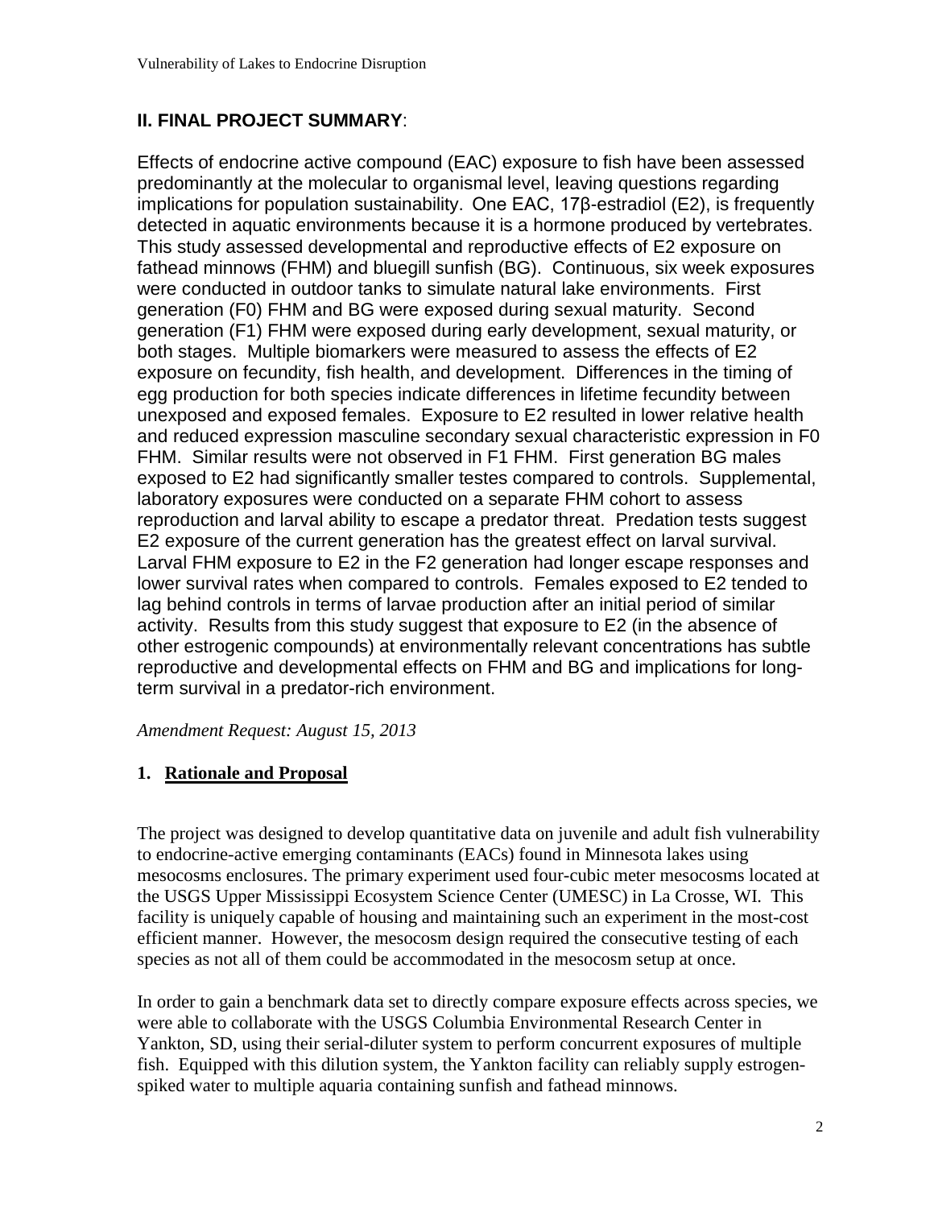## II. FINAL PROJECT SUMMARY:

Effects of endocrine active compound (EAC) exposure to fish have been assessed predominantly at the molecular to organismal level, leaving questions regarding implications for population sustainability. One EAC, 17β-estradiol (E2), is frequently detected in aquatic environments because it is a hormone produced by vertebrates. This study assessed developmental and reproductive effects of E2 exposure on fathead minnows (FHM) and bluegill sunfish (BG). Continuous, six week exposures were conducted in outdoor tanks to simulate natural lake environments. First generation (F0) FHM and BG were exposed during sexual maturity. Second generation (F1) FHM were exposed during early development, sexual maturity, or both stages. Multiple biomarkers were measured to assess the effects of E2 exposure on fecundity, fish health, and development. Differences in the timing of egg production for both species indicate differences in lifetime fecundity between unexposed and exposed females. Exposure to E2 resulted in lower relative health and reduced expression masculine secondary sexual characteristic expression in F0 FHM. Similar results were not observed in F1 FHM. First generation BG males exposed to E2 had significantly smaller testes compared to controls. Supplemental, laboratory exposures were conducted on a separate FHM cohort to assess reproduction and larval ability to escape a predator threat. Predation tests suggest E2 exposure of the current generation has the greatest effect on larval survival. Larval FHM exposure to E2 in the F2 generation had longer escape responses and lower survival rates when compared to controls. Females exposed to E2 tended to lag behind controls in terms of larvae production after an initial period of similar activity. Results from this study suggest that exposure to E2 (in the absence of other estrogenic compounds) at environmentally relevant concentrations has subtle reproductive and developmental effects on FHM and BG and implications for long-term survival in a predator-rich environment.

*Amendment Request: August 15, 2013*

### 1. Rationale and Proposal

The project was designed to develop quantitative data on juvenile and adult fish vulnerability to endocrine-active emerging contaminants (EACs) found in Minnesota lakes using mesocosms enclosures. The primary experiment used four-cubic meter mesocosms located at the USGS Upper Mississippi Ecosystem Science Center (UMESC) in La Crosse, WI. This facility is uniquely capable of housing and maintaining such an experiment in the most-cost efficient manner. However, the mesocosm design required the consecutive testing of each species as not all of them could be accommodated in the mesocosm setup at once.

In order to gain a benchmark data set to directly compare exposure effects across species, we were able to collaborate with the USGS Columbia Environmental Research Center in Yankton, SD, using their serial-diluter system to perform concurrent exposures of multiple fish. Equipped with this dilution system, the Yankton facility can reliably supply estrogen-spiked water to multiple aquaria containing sunfish and fathead minnows.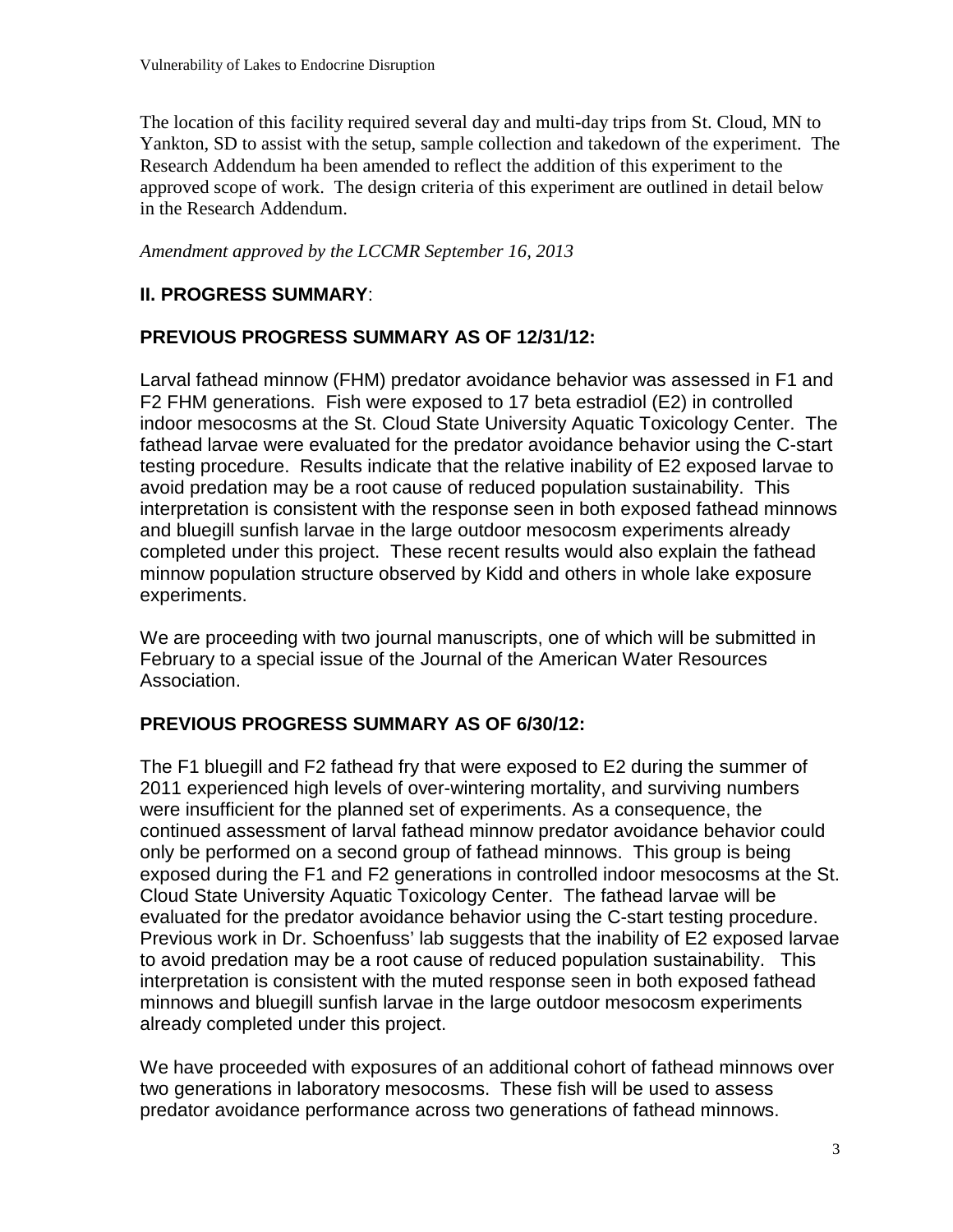The location of this facility required several day and multi-day trips from St. Cloud, MN to Yankton, SD to assist with the setup, sample collection and takedown of the experiment. The Research Addendum ha been amended to reflect the addition of this experiment to the approved scope of work. The design criteria of this experiment are outlined in detail below in the Research Addendum.

*Amendment approved by the LCCMR September 16, 2013*

## II. PROGRESS SUMMARY:

### PREVIOUS PROGRESS SUMMARY AS OF 12/31/12:

Larval fathead minnow (FHM) predator avoidance behavior was assessed in F1 and F2 FHM generations. Fish were exposed to 17 beta estradiol (E2) in controlled indoor mesocosms at the St. Cloud State University Aquatic Toxicology Center. The fathead larvae were evaluated for the predator avoidance behavior using the C-start testing procedure. Results indicate that the relative inability of E2 exposed larvae to avoid predation may be a root cause of reduced population sustainability. This interpretation is consistent with the response seen in both exposed fathead minnows and bluegill sunfish larvae in the large outdoor mesocosm experiments already completed under this project. These recent results would also explain the fathead minnow population structure observed by Kidd and others in whole lake exposure experiments.

We are proceeding with two journal manuscripts, one of which will be submitted in February to a special issue of the Journal of the American Water Resources Association.

### PREVIOUS PROGRESS SUMMARY AS OF 6/30/12:

The F1 bluegill and F2 fathead fry that were exposed to E2 during the summer of 2011 experienced high levels of over-wintering mortality, and surviving numbers were insufficient for the planned set of experiments. As a consequence, the continued assessment of larval fathead minnow predator avoidance behavior could only be performed on a second group of fathead minnows. This group is being exposed during the F1 and F2 generations in controlled indoor mesocosms at the St. Cloud State University Aquatic Toxicology Center. The fathead larvae will be evaluated for the predator avoidance behavior using the C-start testing procedure. Previous work in Dr. Schoenfuss' lab suggests that the inability of E2 exposed larvae to avoid predation may be a root cause of reduced population sustainability. This interpretation is consistent with the muted response seen in both exposed fathead minnows and bluegill sunfish larvae in the large outdoor mesocosm experiments already completed under this project.

We have proceeded with exposures of an additional cohort of fathead minnows over two generations in laboratory mesocosms. These fish will be used to assess predator avoidance performance across two generations of fathead minnows.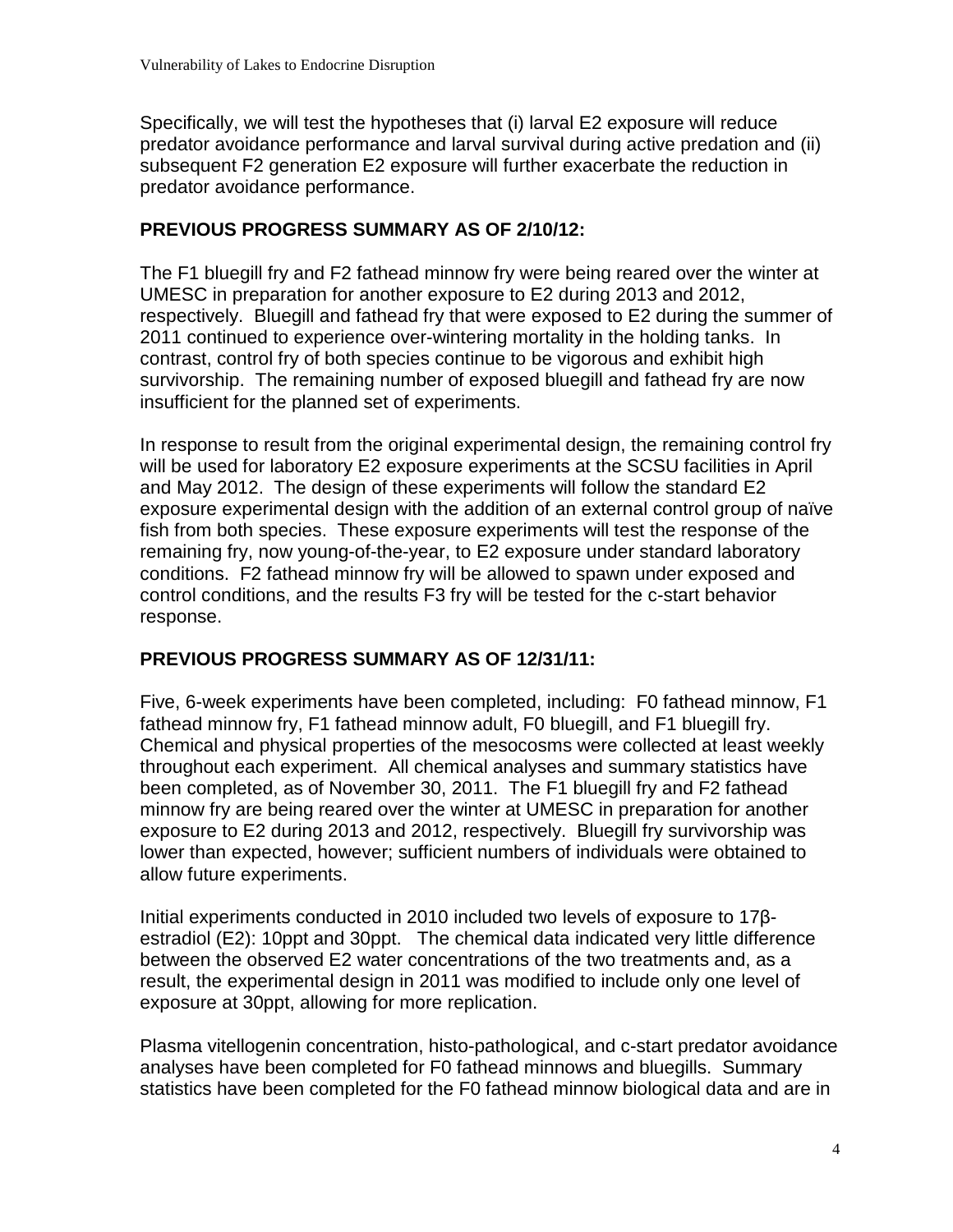Specifically, we will test the hypotheses that (i) larval E2 exposure will reduce predator avoidance performance and larval survival during active predation and (ii) subsequent F2 generation E2 exposure will further exacerbate the reduction in predator avoidance performance.

## PREVIOUS PROGRESS SUMMARY AS OF 2/10/12:

The F1 bluegill fry and F2 fathead minnow fry were being reared over the winter at UMESC in preparation for another exposure to E2 during 2013 and 2012, respectively. Bluegill and fathead fry that were exposed to E2 during the summer of 2011 continued to experience over-wintering mortality in the holding tanks. In contrast, control fry of both species continue to be vigorous and exhibit high survivorship. The remaining number of exposed bluegill and fathead fry are now insufficient for the planned set of experiments.

In response to result from the original experimental design, the remaining control fry will be used for laboratory E2 exposure experiments at the SCSU facilities in April and May 2012. The design of these experiments will follow the standard E2 exposure experimental design with the addition of an external control group of naïve fish from both species. These exposure experiments will test the response of the remaining fry, now young-of-the-year, to E2 exposure under standard laboratory conditions. F2 fathead minnow fry will be allowed to spawn under exposed and control conditions, and the results F3 fry will be tested for the c-start behavior response.

## PREVIOUS PROGRESS SUMMARY AS OF 12/31/11:

Five, 6-week experiments have been completed, including: F0 fathead minnow, F1 fathead minnow fry, F1 fathead minnow adult, F0 bluegill, and F1 bluegill fry. Chemical and physical properties of the mesocosms were collected at least weekly throughout each experiment. All chemical analyses and summary statistics have been completed, as of November 30, 2011. The F1 bluegill fry and F2 fathead minnow fry are being reared over the winter at UMESC in preparation for another exposure to E2 during 2013 and 2012, respectively. Bluegill fry survivorship was lower than expected, however; sufficient numbers of individuals were obtained to allow future experiments.

Initial experiments conducted in 2010 included two levels of exposure to 17β-estradiol (E2): 10ppt and 30ppt. The chemical data indicated very little difference between the observed E2 water concentrations of the two treatments and, as a result, the experimental design in 2011 was modified to include only one level of exposure at 30ppt, allowing for more replication.

Plasma vitellogenin concentration, histo-pathological, and c-start predator avoidance analyses have been completed for F0 fathead minnows and bluegills. Summary statistics have been completed for the F0 fathead minnow biological data and are in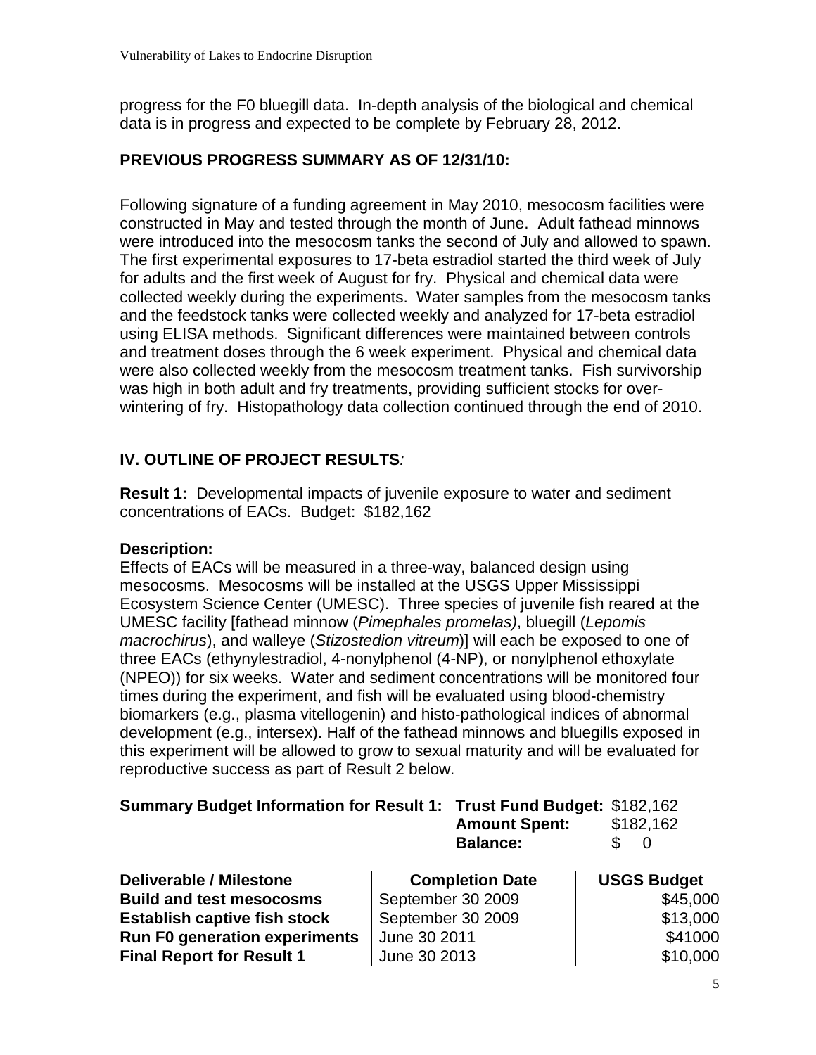progress for the F0 bluegill data. In-depth analysis of the biological and chemical data is in progress and expected to be complete by February 28, 2012.

### PREVIOUS PROGRESS SUMMARY AS OF 12/31/10:

Following signature of a funding agreement in May 2010, mesocosm facilities were constructed in May and tested through the month of June. Adult fathead minnows were introduced into the mesocosm tanks the second of July and allowed to spawn. The first experimental exposures to 17-beta estradiol started the third week of July for adults and the first week of August for fry. Physical and chemical data were collected weekly during the experiments. Water samples from the mesocosm tanks and the feedstock tanks were collected weekly and analyzed for 17-beta estradiol using ELISA methods. Significant differences were maintained between controls and treatment doses through the 6 week experiment. Physical and chemical data were also collected weekly from the mesocosm treatment tanks. Fish survivorship was high in both adult and fry treatments, providing sufficient stocks for over-wintering of fry. Histopathology data collection continued through the end of 2010.

## IV. OUTLINE OF PROJECT RESULTS*:*

**Result 1:** Developmental impacts of juvenile exposure to water and sediment concentrations of EACs. Budget: $182,162

**Description:**
Effects of EACs will be measured in a three-way, balanced design using mesocosms. Mesocosms will be installed at the USGS Upper Mississippi Ecosystem Science Center (UMESC). Three species of juvenile fish reared at the UMESC facility [fathead minnow (*Pimephales promelas)*, bluegill (*Lepomis macrochirus*), and walleye (*Stizostedion vitreum*)] will each be exposed to one of three EACs (ethynylestradiol, 4-nonylphenol (4-NP), or nonylphenol ethoxylate (NPEO)) for six weeks. Water and sediment concentrations will be monitored four times during the experiment, and fish will be evaluated using blood-chemistry biomarkers (e.g., plasma vitellogenin) and histo-pathological indices of abnormal development (e.g., intersex). Half of the fathead minnows and bluegills exposed in this experiment will be allowed to grow to sexual maturity and will be evaluated for reproductive success as part of Result 2 below.

**Summary Budget Information for Result 1:** **Trust Fund Budget:** $182,162
**Amount Spent:** $182,162
**Balance:** $ 0

| Deliverable / Milestone | Completion Date | USGS Budget |
|---|---|---|
| **Build and test mesocosms** | September 30 2009 | $45,000 |
| **Establish captive fish stock** | September 30 2009 | $13,000 |
| **Run F0 generation experiments** | June 30 2011 | $41000 |
| **Final Report for Result 1** | June 30 2013 | $10,000 |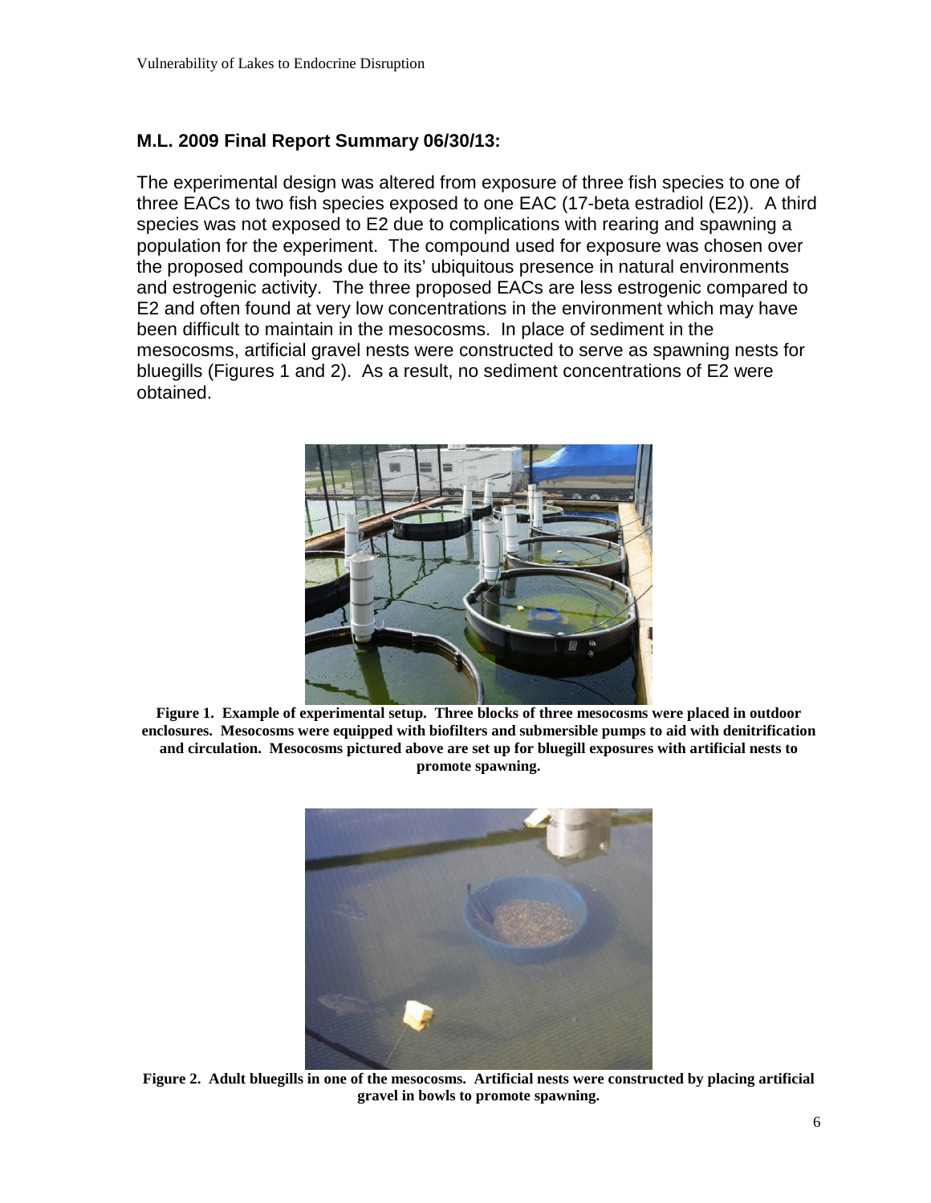### M.L. 2009 Final Report Summary 06/30/13:

The experimental design was altered from exposure of three fish species to one of three EACs to two fish species exposed to one EAC (17-beta estradiol (E2)). A third species was not exposed to E2 due to complications with rearing and spawning a population for the experiment. The compound used for exposure was chosen over the proposed compounds due to its' ubiquitous presence in natural environments and estrogenic activity. The three proposed EACs are less estrogenic compared to E2 and often found at very low concentrations in the environment which may have been difficult to maintain in the mesocosms. In place of sediment in the mesocosms, artificial gravel nests were constructed to serve as spawning nests for bluegills (Figures 1 and 2). As a result, no sediment concentrations of E2 were obtained.

**Figure 1. Example of experimental setup. Three blocks of three mesocosms were placed in outdoor enclosures. Mesocosms were equipped with biofilters and submersible pumps to aid with denitrification and circulation. Mesocosms pictured above are set up for bluegill exposures with artificial nests to promote spawning.**

**Figure 2. Adult bluegills in one of the mesocosms. Artificial nests were constructed by placing artificial gravel in bowls to promote spawning.**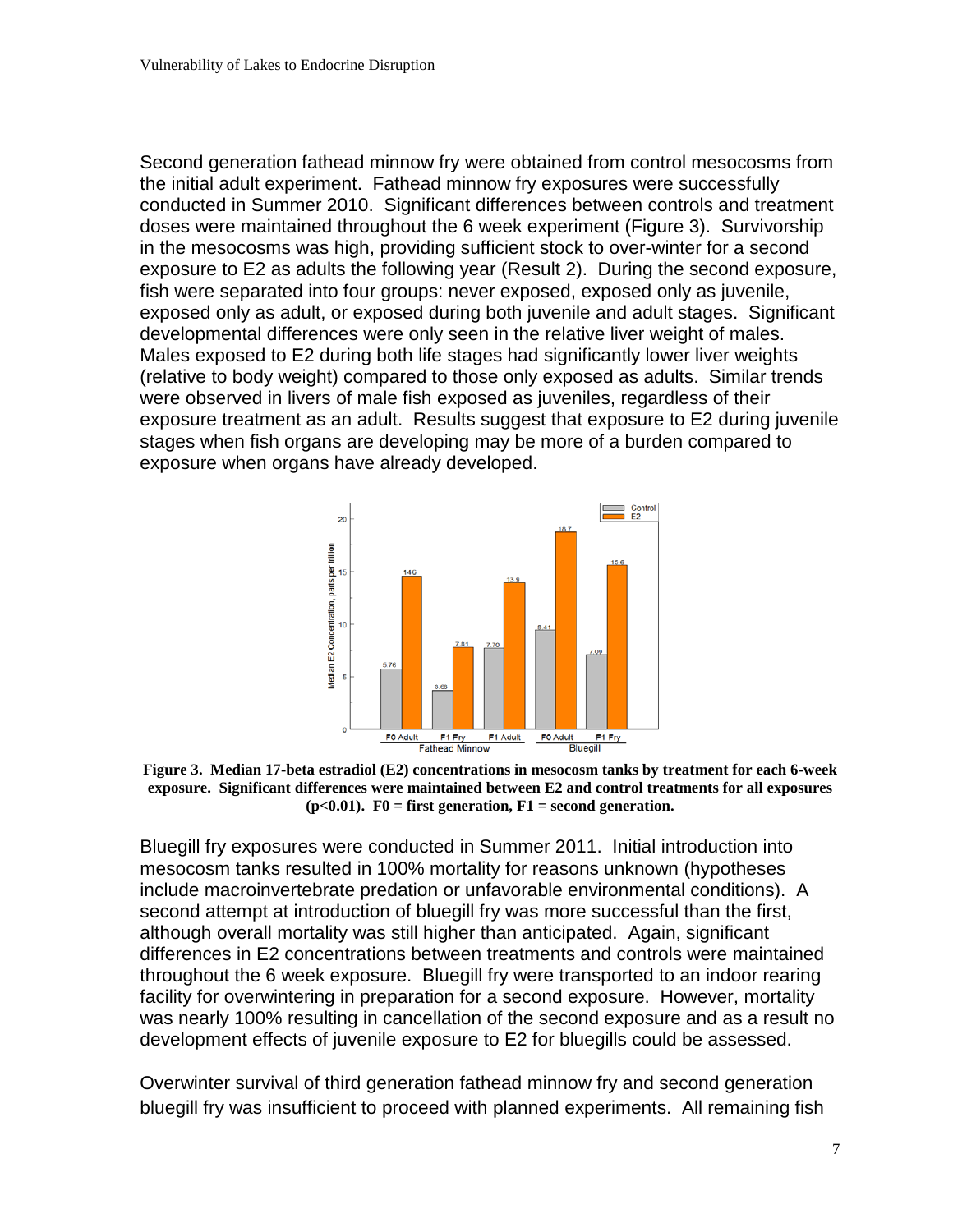Second generation fathead minnow fry were obtained from control mesocosms from the initial adult experiment. Fathead minnow fry exposures were successfully conducted in Summer 2010. Significant differences between controls and treatment doses were maintained throughout the 6 week experiment (Figure 3). Survivorship in the mesocosms was high, providing sufficient stock to over-winter for a second exposure to E2 as adults the following year (Result 2). During the second exposure, fish were separated into four groups: never exposed, exposed only as juvenile, exposed only as adult, or exposed during both juvenile and adult stages. Significant developmental differences were only seen in the relative liver weight of males. Males exposed to E2 during both life stages had significantly lower liver weights (relative to body weight) compared to those only exposed as adults. Similar trends were observed in livers of male fish exposed as juveniles, regardless of their exposure treatment as an adult. Results suggest that exposure to E2 during juvenile stages when fish organs are developing may be more of a burden compared to exposure when organs have already developed.

**Figure 3. Median 17-beta estradiol (E2) concentrations in mesocosm tanks by treatment for each 6-week exposure. Significant differences were maintained between E2 and control treatments for all exposures ($p<0.01$). F0 = first generation, F1 = second generation.**

Bluegill fry exposures were conducted in Summer 2011. Initial introduction into mesocosm tanks resulted in 100% mortality for reasons unknown (hypotheses include macroinvertebrate predation or unfavorable environmental conditions). A second attempt at introduction of bluegill fry was more successful than the first, although overall mortality was still higher than anticipated. Again, significant differences in E2 concentrations between treatments and controls were maintained throughout the 6 week exposure. Bluegill fry were transported to an indoor rearing facility for overwintering in preparation for a second exposure. However, mortality was nearly 100% resulting in cancellation of the second exposure and as a result no development effects of juvenile exposure to E2 for bluegills could be assessed.

Overwinter survival of third generation fathead minnow fry and second generation bluegill fry was insufficient to proceed with planned experiments. All remaining fish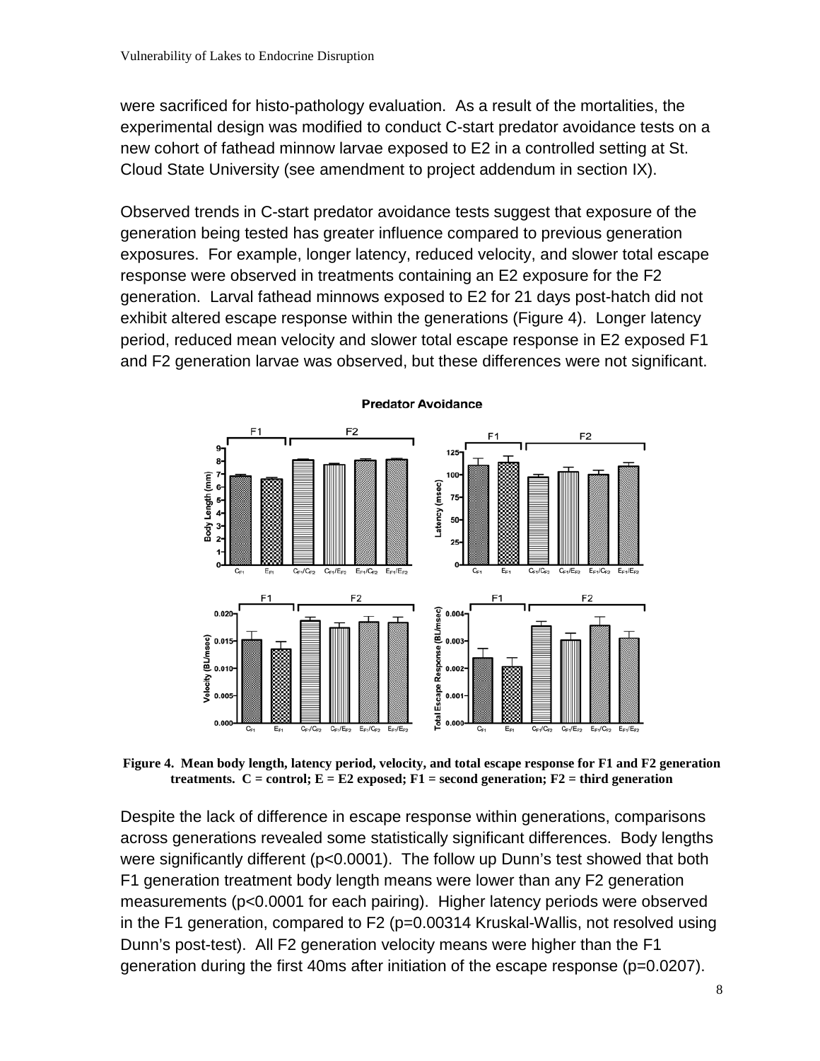were sacrificed for histo-pathology evaluation. As a result of the mortalities, the experimental design was modified to conduct C-start predator avoidance tests on a new cohort of fathead minnow larvae exposed to E2 in a controlled setting at St. Cloud State University (see amendment to project addendum in section IX).

Observed trends in C-start predator avoidance tests suggest that exposure of the generation being tested has greater influence compared to previous generation exposures. For example, longer latency, reduced velocity, and slower total escape response were observed in treatments containing an E2 exposure for the F2 generation. Larval fathead minnows exposed to E2 for 21 days post-hatch did not exhibit altered escape response within the generations (Figure 4). Longer latency period, reduced mean velocity and slower total escape response in E2 exposed F1 and F2 generation larvae was observed, but these differences were not significant.

**Figure 4. Mean body length, latency period, velocity, and total escape response for F1 and F2 generation treatments. C = control; E = E2 exposed; F1 = second generation; F2 = third generation**

Despite the lack of difference in escape response within generations, comparisons across generations revealed some statistically significant differences. Body lengths were significantly different ($p<0.0001$). The follow up Dunn's test showed that both F1 generation treatment body length means were lower than any F2 generation measurements ($p<0.0001$ for each pairing). Higher latency periods were observed in the F1 generation, compared to F2 ($p=0.00314$ Kruskal-Wallis, not resolved using Dunn's post-test). All F2 generation velocity means were higher than the F1 generation during the first 40ms after initiation of the escape response ($p=0.0207$).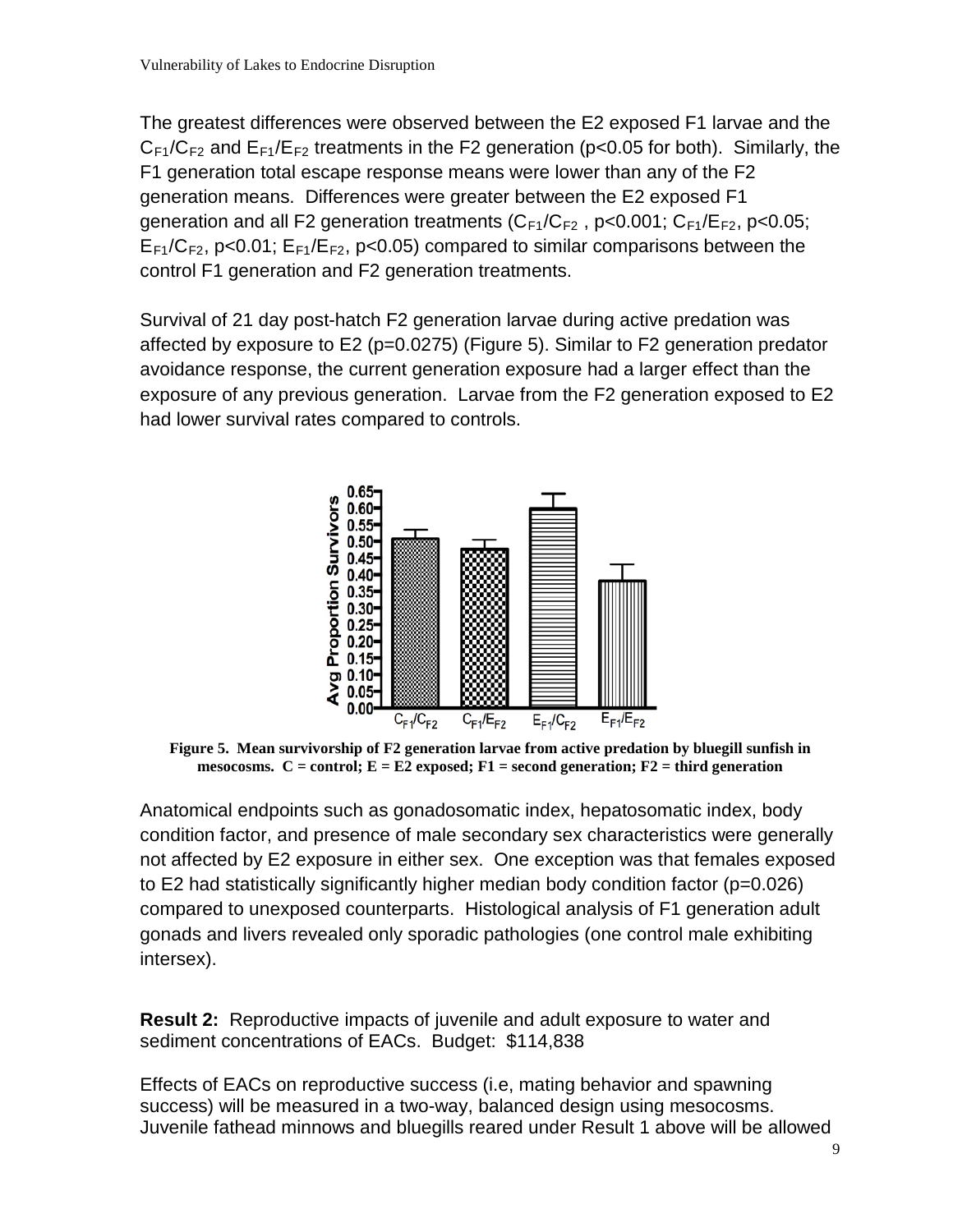The greatest differences were observed between the E2 exposed F1 larvae and the $C_{F1}/C_{F2}$ and $E_{F1}/E_{F2}$ treatments in the F2 generation ($p<0.05$ for both). Similarly, the F1 generation total escape response means were lower than any of the F2 generation means. Differences were greater between the E2 exposed F1 generation and all F2 generation treatments ($C_{F1}/C_{F2}$, $p<0.001$; $C_{F1}/E_{F2}$, $p<0.05$; $E_{F1}/C_{F2}$, $p<0.01$; $E_{F1}/E_{F2}$, $p<0.05$) compared to similar comparisons between the control F1 generation and F2 generation treatments.

Survival of 21 day post-hatch F2 generation larvae during active predation was affected by exposure to E2 ($p=0.0275$) (Figure 5). Similar to F2 generation predator avoidance response, the current generation exposure had a larger effect than the exposure of any previous generation. Larvae from the F2 generation exposed to E2 had lower survival rates compared to controls.

**Figure 5. Mean survivorship of F2 generation larvae from active predation by bluegill sunfish in mesocosms. C = control; E = E2 exposed; F1 = second generation; F2 = third generation**

Anatomical endpoints such as gonadosomatic index, hepatosomatic index, body condition factor, and presence of male secondary sex characteristics were generally not affected by E2 exposure in either sex. One exception was that females exposed to E2 had statistically significantly higher median body condition factor ($p=0.026$) compared to unexposed counterparts. Histological analysis of F1 generation adult gonads and livers revealed only sporadic pathologies (one control male exhibiting intersex).

**Result 2:** Reproductive impacts of juvenile and adult exposure to water and sediment concentrations of EACs. Budget: $114,838

Effects of EACs on reproductive success (i.e, mating behavior and spawning success) will be measured in a two-way, balanced design using mesocosms. Juvenile fathead minnows and bluegills reared under Result 1 above will be allowed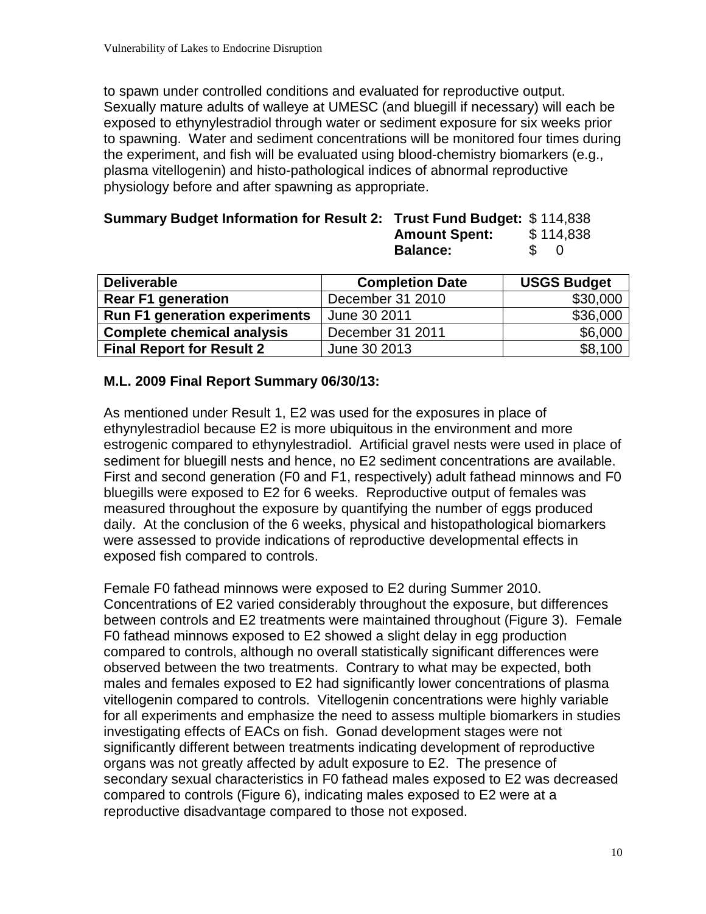to spawn under controlled conditions and evaluated for reproductive output. Sexually mature adults of walleye at UMESC (and bluegill if necessary) will each be exposed to ethynylestradiol through water or sediment exposure for six weeks prior to spawning. Water and sediment concentrations will be monitored four times during the experiment, and fish will be evaluated using blood-chemistry biomarkers (e.g., plasma vitellogenin) and histo-pathological indices of abnormal reproductive physiology before and after spawning as appropriate.

**Summary Budget Information for Result 2:** **Trust Fund Budget:** $ 114,838
**Amount Spent:** $ 114,838
**Balance:** $ 0

| Deliverable | Completion Date | USGS Budget |
|---|---|---|
| **Rear F1 generation** | December 31 2010 | $30,000 |
| **Run F1 generation experiments** | June 30 2011 | $36,000 |
| **Complete chemical analysis** | December 31 2011 | $6,000 |
| **Final Report for Result 2** | June 30 2013 | $8,100 |

**M.L. 2009 Final Report Summary 06/30/13:**

As mentioned under Result 1, E2 was used for the exposures in place of ethynylestradiol because E2 is more ubiquitous in the environment and more estrogenic compared to ethynylestradiol. Artificial gravel nests were used in place of sediment for bluegill nests and hence, no E2 sediment concentrations are available. First and second generation (F0 and F1, respectively) adult fathead minnows and F0 bluegills were exposed to E2 for 6 weeks. Reproductive output of females was measured throughout the exposure by quantifying the number of eggs produced daily. At the conclusion of the 6 weeks, physical and histopathological biomarkers were assessed to provide indications of reproductive developmental effects in exposed fish compared to controls.

Female F0 fathead minnows were exposed to E2 during Summer 2010. Concentrations of E2 varied considerably throughout the exposure, but differences between controls and E2 treatments were maintained throughout (Figure 3). Female F0 fathead minnows exposed to E2 showed a slight delay in egg production compared to controls, although no overall statistically significant differences were observed between the two treatments. Contrary to what may be expected, both males and females exposed to E2 had significantly lower concentrations of plasma vitellogenin compared to controls. Vitellogenin concentrations were highly variable for all experiments and emphasize the need to assess multiple biomarkers in studies investigating effects of EACs on fish. Gonad development stages were not significantly different between treatments indicating development of reproductive organs was not greatly affected by adult exposure to E2. The presence of secondary sexual characteristics in F0 fathead males exposed to E2 was decreased compared to controls (Figure 6), indicating males exposed to E2 were at a reproductive disadvantage compared to those not exposed.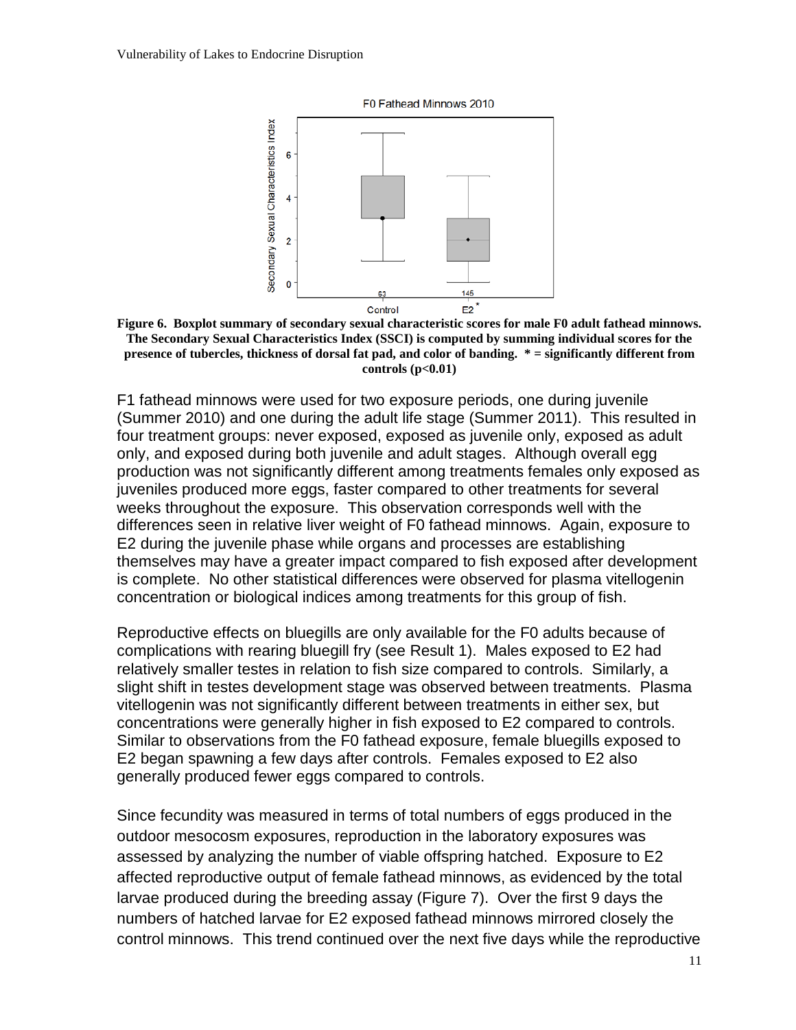**Figure 6. Boxplot summary of secondary sexual characteristic scores for male F0 adult fathead minnows. The Secondary Sexual Characteristics Index (SSCI) is computed by summing individual scores for the presence of tubercles, thickness of dorsal fat pad, and color of banding. * = significantly different from controls (p<0.01)**

F1 fathead minnows were used for two exposure periods, one during juvenile (Summer 2010) and one during the adult life stage (Summer 2011). This resulted in four treatment groups: never exposed, exposed as juvenile only, exposed as adult only, and exposed during both juvenile and adult stages. Although overall egg production was not significantly different among treatments females only exposed as juveniles produced more eggs, faster compared to other treatments for several weeks throughout the exposure. This observation corresponds well with the differences seen in relative liver weight of F0 fathead minnows. Again, exposure to E2 during the juvenile phase while organs and processes are establishing themselves may have a greater impact compared to fish exposed after development is complete. No other statistical differences were observed for plasma vitellogenin concentration or biological indices among treatments for this group of fish.

Reproductive effects on bluegills are only available for the F0 adults because of complications with rearing bluegill fry (see Result 1). Males exposed to E2 had relatively smaller testes in relation to fish size compared to controls. Similarly, a slight shift in testes development stage was observed between treatments. Plasma vitellogenin was not significantly different between treatments in either sex, but concentrations were generally higher in fish exposed to E2 compared to controls. Similar to observations from the F0 fathead exposure, female bluegills exposed to E2 began spawning a few days after controls. Females exposed to E2 also generally produced fewer eggs compared to controls.

Since fecundity was measured in terms of total numbers of eggs produced in the outdoor mesocosm exposures, reproduction in the laboratory exposures was assessed by analyzing the number of viable offspring hatched. Exposure to E2 affected reproductive output of female fathead minnows, as evidenced by the total larvae produced during the breeding assay (Figure 7). Over the first 9 days the numbers of hatched larvae for E2 exposed fathead minnows mirrored closely the control minnows. This trend continued over the next five days while the reproductive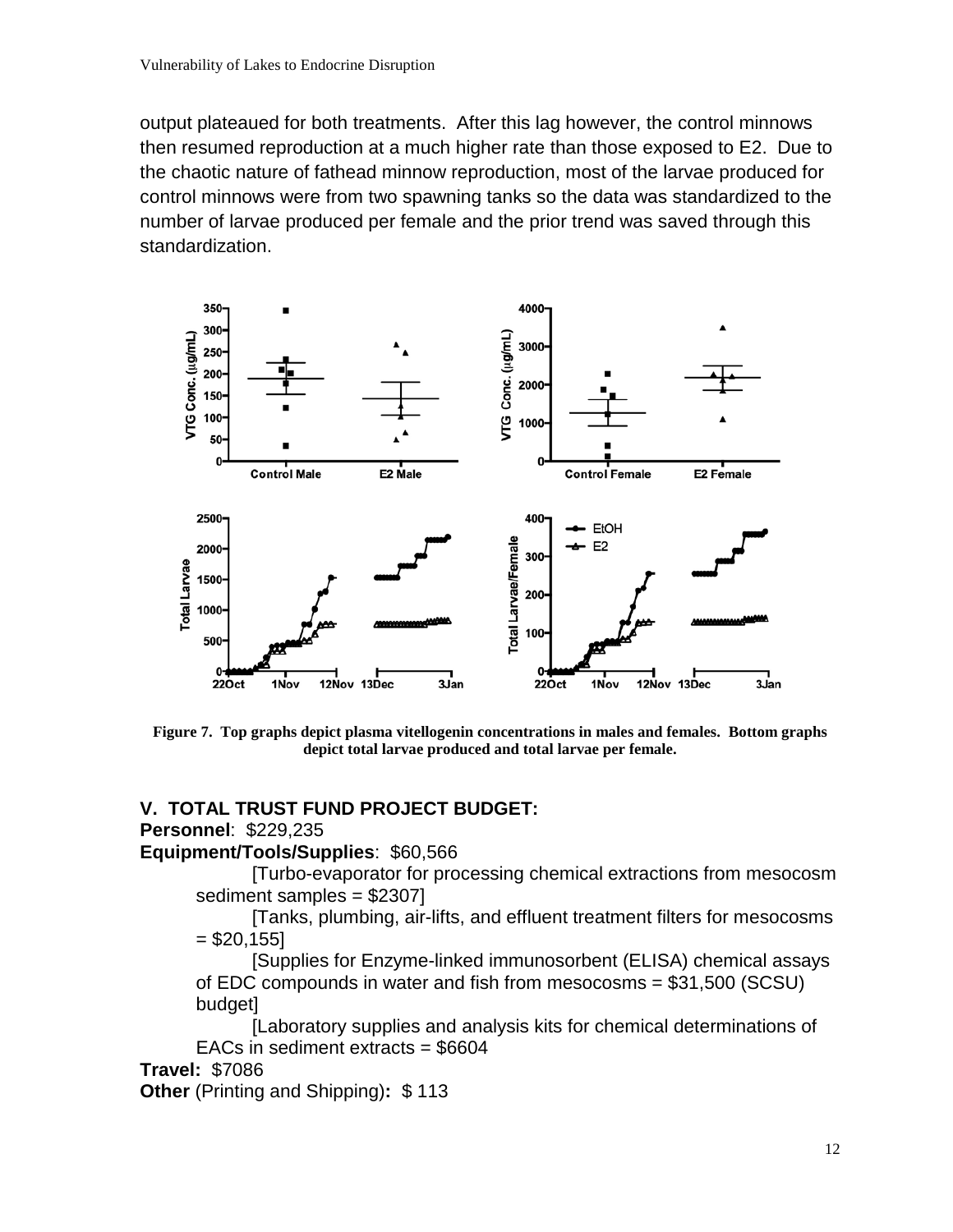output plateaued for both treatments. After this lag however, the control minnows then resumed reproduction at a much higher rate than those exposed to E2. Due to the chaotic nature of fathead minnow reproduction, most of the larvae produced for control minnows were from two spawning tanks so the data was standardized to the number of larvae produced per female and the prior trend was saved through this standardization.

**Figure 7. Top graphs depict plasma vitellogenin concentrations in males and females. Bottom graphs depict total larvae produced and total larvae per female.**

## V. TOTAL TRUST FUND PROJECT BUDGET:

**Personnel**: $229,235

**Equipment/Tools/Supplies**: $60,566

[Turbo-evaporator for processing chemical extractions from mesocosm sediment samples = $2307]

[Tanks, plumbing, air-lifts, and effluent treatment filters for mesocosms = $20,155]

[Supplies for Enzyme-linked immunosorbent (ELISA) chemical assays of EDC compounds in water and fish from mesocosms = $31,500 (SCSU) budget]

[Laboratory supplies and analysis kits for chemical determinations of EACs in sediment extracts = $6604

**Travel:** $7086

**Other** (Printing and Shipping)**:** $ 113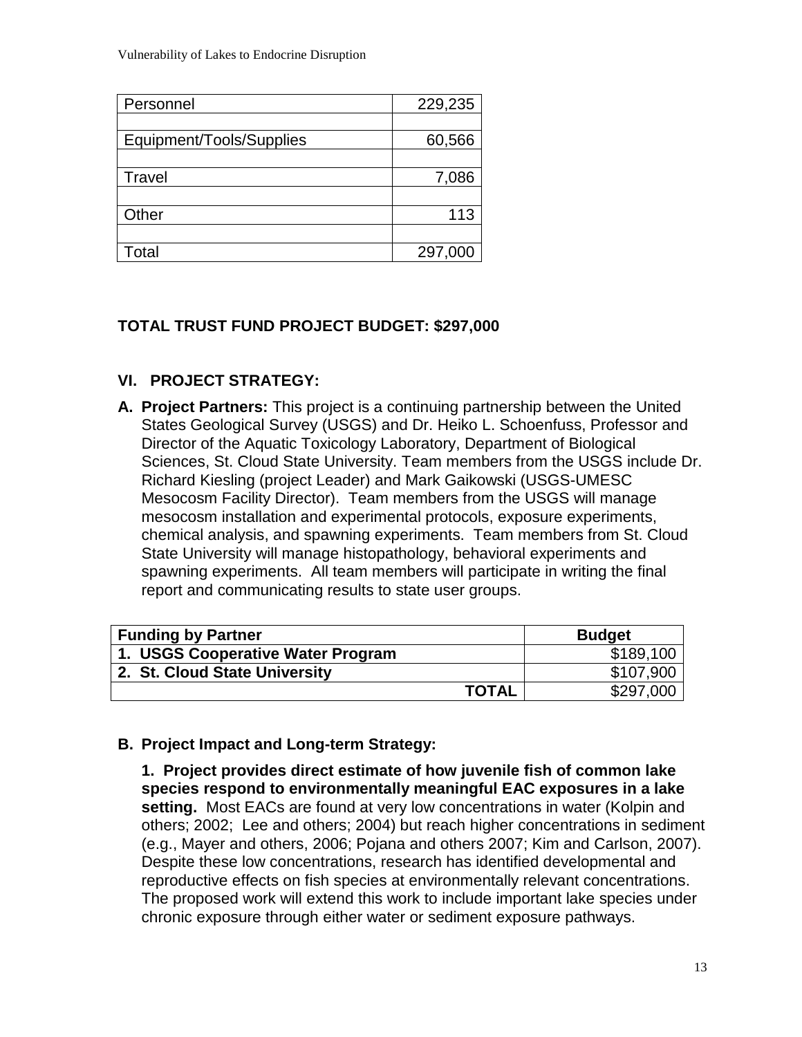| Personnel | 229,235 |
|---|---|
| | |
| Equipment/Tools/Supplies | 60,566 |
| | |
| Travel | 7,086 |
| | |
| Other | 113 |
| | |
| Total | 297,000 |

**TOTAL TRUST FUND PROJECT BUDGET: $297,000**

## VI. PROJECT STRATEGY:

**A. Project Partners:** This project is a continuing partnership between the United States Geological Survey (USGS) and Dr. Heiko L. Schoenfuss, Professor and Director of the Aquatic Toxicology Laboratory, Department of Biological Sciences, St. Cloud State University. Team members from the USGS include Dr. Richard Kiesling (project Leader) and Mark Gaikowski (USGS-UMESC Mesocosm Facility Director). Team members from the USGS will manage mesocosm installation and experimental protocols, exposure experiments, chemical analysis, and spawning experiments. Team members from St. Cloud State University will manage histopathology, behavioral experiments and spawning experiments. All team members will participate in writing the final report and communicating results to state user groups.

| Funding by Partner | Budget |
|---|---|
| **1. USGS Cooperative Water Program** | $189,100 |
| **2. St. Cloud State University** | $107,900 |
| **TOTAL** | $297,000 |

**B. Project Impact and Long-term Strategy:**

**1. Project provides direct estimate of how juvenile fish of common lake species respond to environmentally meaningful EAC exposures in a lake setting.** Most EACs are found at very low concentrations in water (Kolpin and others; 2002; Lee and others; 2004) but reach higher concentrations in sediment (e.g., Mayer and others, 2006; Pojana and others 2007; Kim and Carlson, 2007). Despite these low concentrations, research has identified developmental and reproductive effects on fish species at environmentally relevant concentrations. The proposed work will extend this work to include important lake species under chronic exposure through either water or sediment exposure pathways.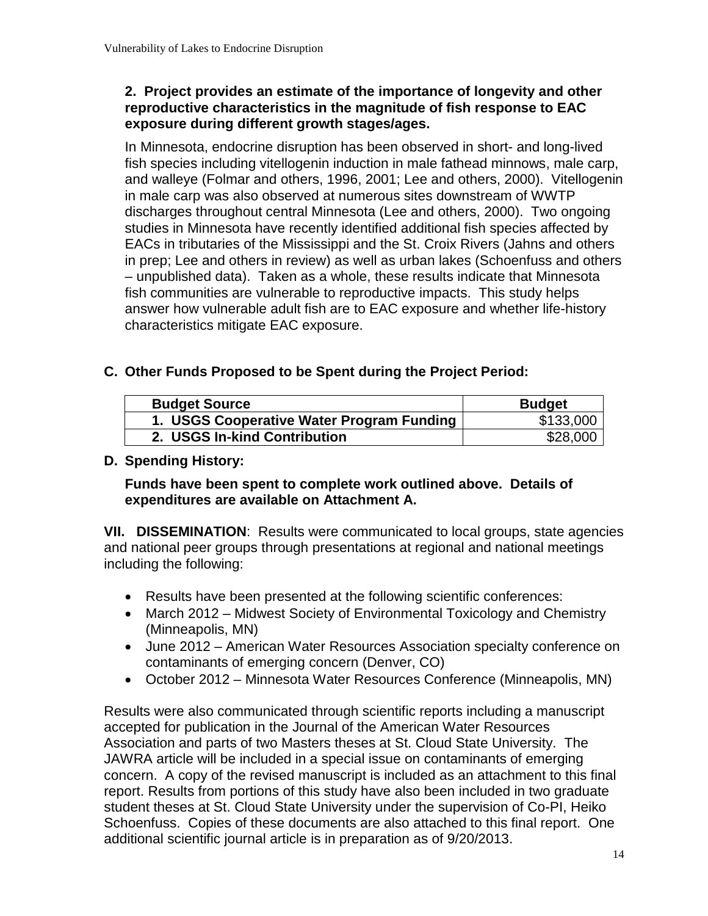### 2. Project provides an estimate of the importance of longevity and other reproductive characteristics in the magnitude of fish response to EAC exposure during different growth stages/ages.

In Minnesota, endocrine disruption has been observed in short- and long-lived fish species including vitellogenin induction in male fathead minnows, male carp, and walleye (Folmar and others, 1996, 2001; Lee and others, 2000). Vitellogenin in male carp was also observed at numerous sites downstream of WWTP discharges throughout central Minnesota (Lee and others, 2000). Two ongoing studies in Minnesota have recently identified additional fish species affected by EACs in tributaries of the Mississippi and the St. Croix Rivers (Jahns and others in prep; Lee and others in review) as well as urban lakes (Schoenfuss and others – unpublished data). Taken as a whole, these results indicate that Minnesota fish communities are vulnerable to reproductive impacts. This study helps answer how vulnerable adult fish are to EAC exposure and whether life-history characteristics mitigate EAC exposure.

## C. Other Funds Proposed to be Spent during the Project Period:

| Budget Source | Budget |
|---|---|
| 1. USGS Cooperative Water Program Funding | \$133,000 |
| 2. USGS In-kind Contribution | \$28,000 |

## D. Spending History:

**Funds have been spent to complete work outlined above. Details of expenditures are available on Attachment A.**

**VII. DISSEMINATION**: Results were communicated to local groups, state agencies and national peer groups through presentations at regional and national meetings including the following:

- Results have been presented at the following scientific conferences:
- March 2012 – Midwest Society of Environmental Toxicology and Chemistry (Minneapolis, MN)
- June 2012 – American Water Resources Association specialty conference on contaminants of emerging concern (Denver, CO)
- October 2012 – Minnesota Water Resources Conference (Minneapolis, MN)

Results were also communicated through scientific reports including a manuscript accepted for publication in the Journal of the American Water Resources Association and parts of two Masters theses at St. Cloud State University. The JAWRA article will be included in a special issue on contaminants of emerging concern. A copy of the revised manuscript is included as an attachment to this final report. Results from portions of this study have also been included in two graduate student theses at St. Cloud State University under the supervision of Co-PI, Heiko Schoenfuss. Copies of these documents are also attached to this final report. One additional scientific journal article is in preparation as of 9/20/2013.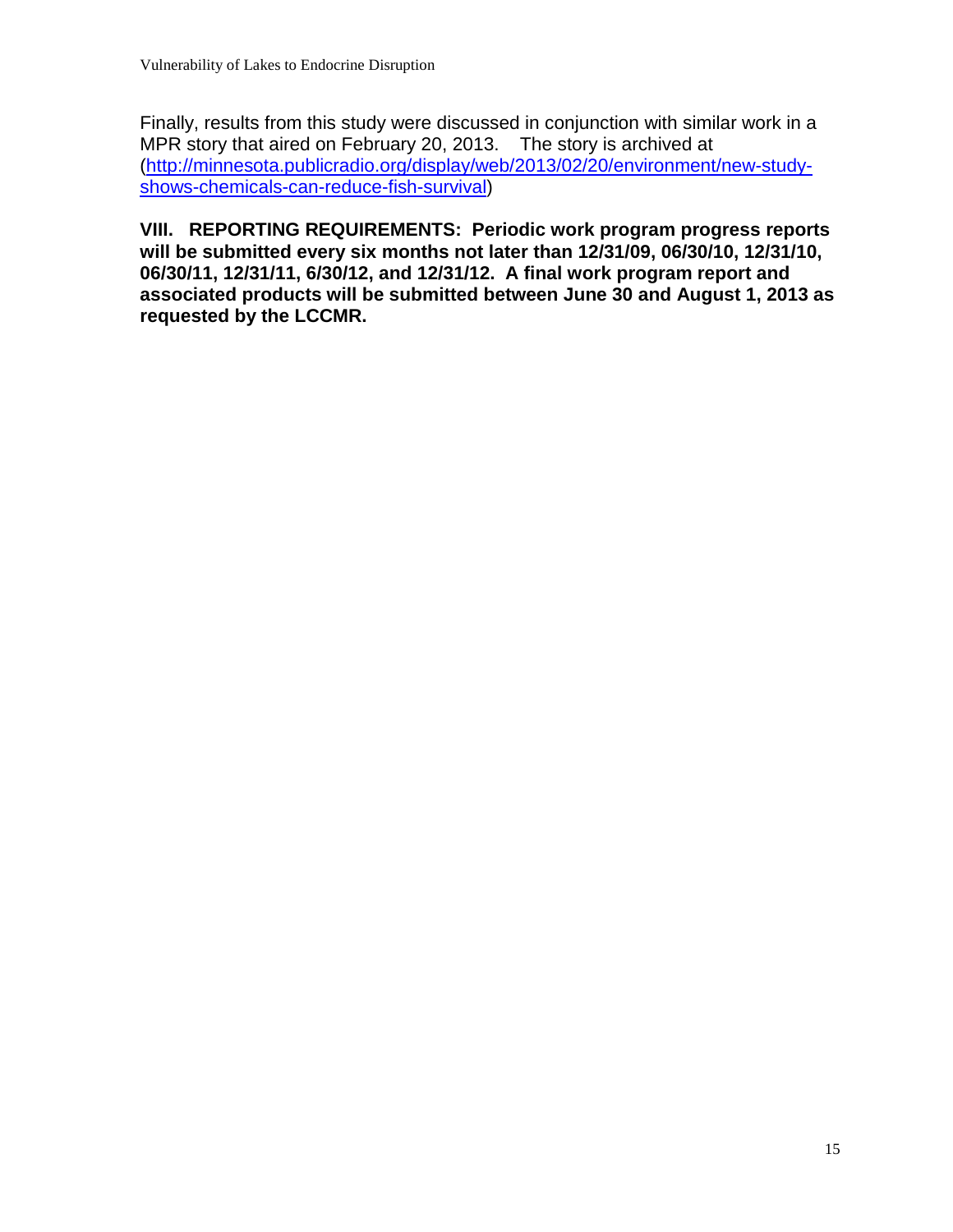Finally, results from this study were discussed in conjunction with similar work in a MPR story that aired on February 20, 2013. The story is archived at (http://minnesota.publicradio.org/display/web/2013/02/20/environment/new-study-shows-chemicals-can-reduce-fish-survival)

**VIII. REPORTING REQUIREMENTS: Periodic work program progress reports will be submitted every six months not later than 12/31/09, 06/30/10, 12/31/10, 06/30/11, 12/31/11, 6/30/12, and 12/31/12. A final work program report and associated products will be submitted between June 30 and August 1, 2013 as requested by the LCCMR.**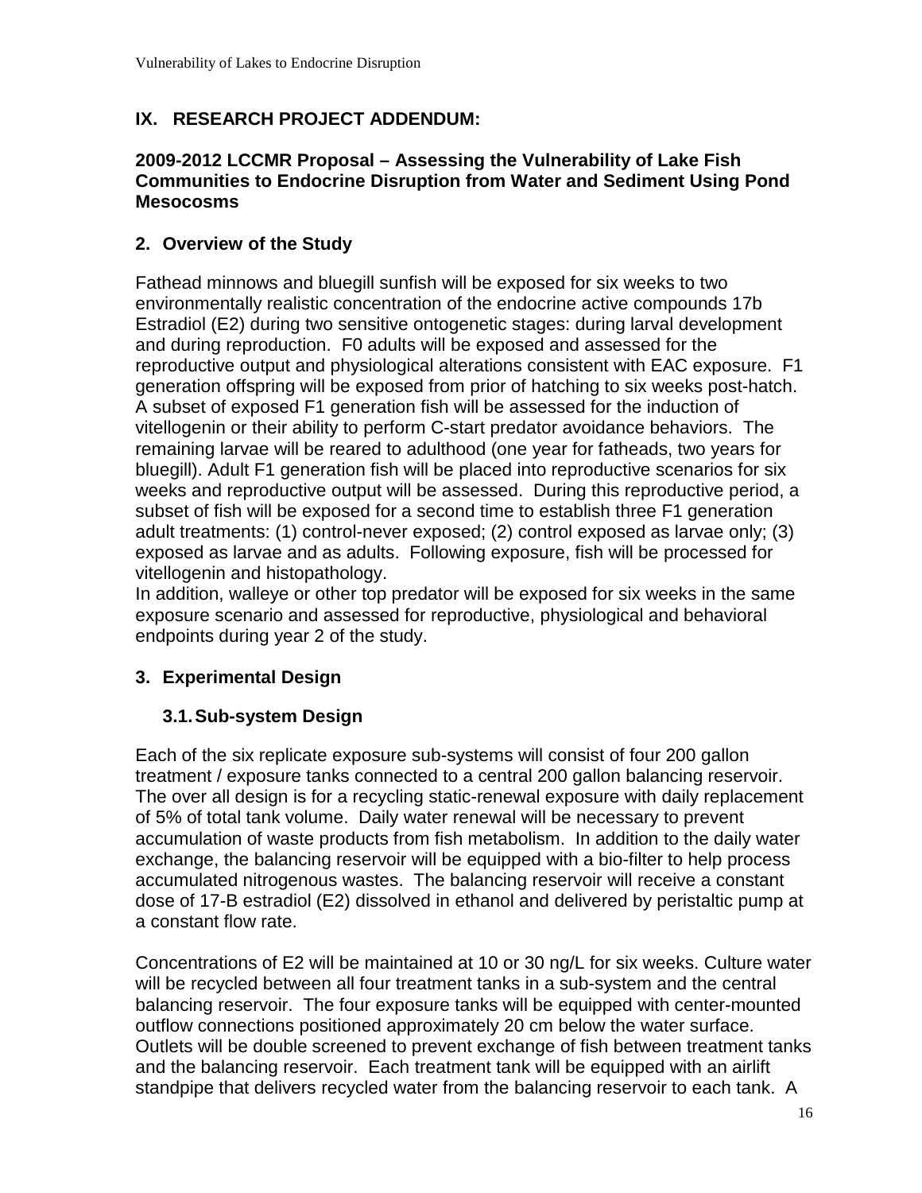## IX. RESEARCH PROJECT ADDENDUM:

### 2009-2012 LCCMR Proposal – Assessing the Vulnerability of Lake Fish Communities to Endocrine Disruption from Water and Sediment Using Pond Mesocosms

### 2. Overview of the Study

Fathead minnows and bluegill sunfish will be exposed for six weeks to two environmentally realistic concentration of the endocrine active compounds 17b Estradiol (E2) during two sensitive ontogenetic stages: during larval development and during reproduction. F0 adults will be exposed and assessed for the reproductive output and physiological alterations consistent with EAC exposure. F1 generation offspring will be exposed from prior of hatching to six weeks post-hatch. A subset of exposed F1 generation fish will be assessed for the induction of vitellogenin or their ability to perform C-start predator avoidance behaviors. The remaining larvae will be reared to adulthood (one year for fatheads, two years for bluegill). Adult F1 generation fish will be placed into reproductive scenarios for six weeks and reproductive output will be assessed. During this reproductive period, a subset of fish will be exposed for a second time to establish three F1 generation adult treatments: (1) control-never exposed; (2) control exposed as larvae only; (3) exposed as larvae and as adults. Following exposure, fish will be processed for vitellogenin and histopathology.
In addition, walleye or other top predator will be exposed for six weeks in the same exposure scenario and assessed for reproductive, physiological and behavioral endpoints during year 2 of the study.

### 3. Experimental Design

#### 3.1. Sub-system Design

Each of the six replicate exposure sub-systems will consist of four 200 gallon treatment / exposure tanks connected to a central 200 gallon balancing reservoir. The over all design is for a recycling static-renewal exposure with daily replacement of 5% of total tank volume. Daily water renewal will be necessary to prevent accumulation of waste products from fish metabolism. In addition to the daily water exchange, the balancing reservoir will be equipped with a bio-filter to help process accumulated nitrogenous wastes. The balancing reservoir will receive a constant dose of 17-B estradiol (E2) dissolved in ethanol and delivered by peristaltic pump at a constant flow rate.

Concentrations of E2 will be maintained at 10 or 30 ng/L for six weeks. Culture water will be recycled between all four treatment tanks in a sub-system and the central balancing reservoir. The four exposure tanks will be equipped with center-mounted outflow connections positioned approximately 20 cm below the water surface. Outlets will be double screened to prevent exchange of fish between treatment tanks and the balancing reservoir. Each treatment tank will be equipped with an airlift standpipe that delivers recycled water from the balancing reservoir to each tank. A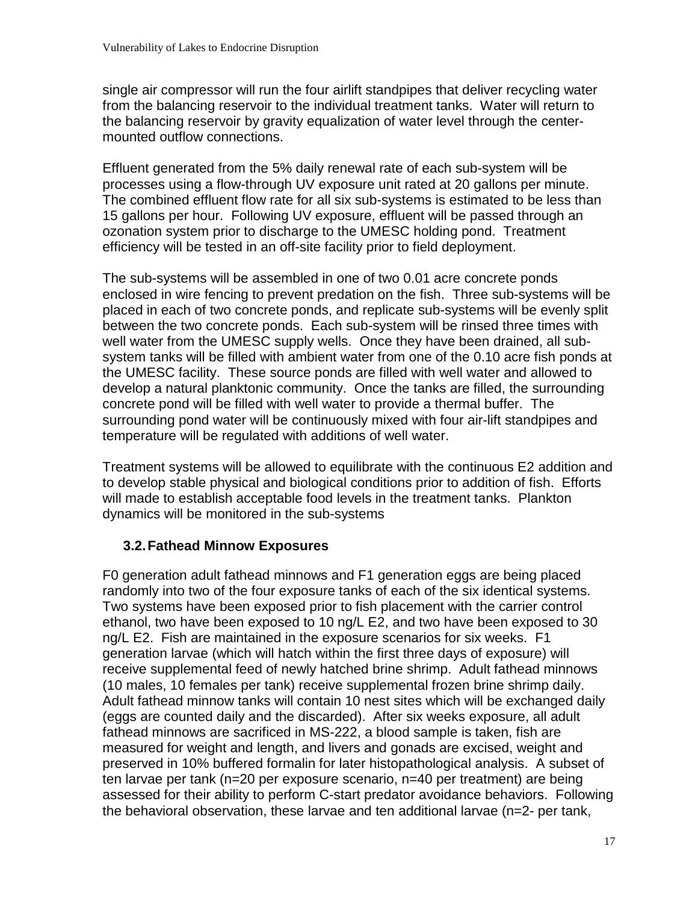single air compressor will run the four airlift standpipes that deliver recycling water from the balancing reservoir to the individual treatment tanks. Water will return to the balancing reservoir by gravity equalization of water level through the center-mounted outflow connections.

Effluent generated from the 5% daily renewal rate of each sub-system will be processes using a flow-through UV exposure unit rated at 20 gallons per minute. The combined effluent flow rate for all six sub-systems is estimated to be less than 15 gallons per hour. Following UV exposure, effluent will be passed through an ozonation system prior to discharge to the UMESC holding pond. Treatment efficiency will be tested in an off-site facility prior to field deployment.

The sub-systems will be assembled in one of two 0.01 acre concrete ponds enclosed in wire fencing to prevent predation on the fish. Three sub-systems will be placed in each of two concrete ponds, and replicate sub-systems will be evenly split between the two concrete ponds. Each sub-system will be rinsed three times with well water from the UMESC supply wells. Once they have been drained, all sub-system tanks will be filled with ambient water from one of the 0.10 acre fish ponds at the UMESC facility. These source ponds are filled with well water and allowed to develop a natural planktonic community. Once the tanks are filled, the surrounding concrete pond will be filled with well water to provide a thermal buffer. The surrounding pond water will be continuously mixed with four air-lift standpipes and temperature will be regulated with additions of well water.

Treatment systems will be allowed to equilibrate with the continuous E2 addition and to develop stable physical and biological conditions prior to addition of fish. Efforts will made to establish acceptable food levels in the treatment tanks. Plankton dynamics will be monitored in the sub-systems

### 3.2. Fathead Minnow Exposures

F0 generation adult fathead minnows and F1 generation eggs are being placed randomly into two of the four exposure tanks of each of the six identical systems. Two systems have been exposed prior to fish placement with the carrier control ethanol, two have been exposed to 10 ng/L E2, and two have been exposed to 30 ng/L E2. Fish are maintained in the exposure scenarios for six weeks. F1 generation larvae (which will hatch within the first three days of exposure) will receive supplemental feed of newly hatched brine shrimp. Adult fathead minnows (10 males, 10 females per tank) receive supplemental frozen brine shrimp daily. Adult fathead minnow tanks will contain 10 nest sites which will be exchanged daily (eggs are counted daily and the discarded). After six weeks exposure, all adult fathead minnows are sacrificed in MS-222, a blood sample is taken, fish are measured for weight and length, and livers and gonads are excised, weight and preserved in 10% buffered formalin for later histopathological analysis. A subset of ten larvae per tank (n=20 per exposure scenario, n=40 per treatment) are being assessed for their ability to perform C-start predator avoidance behaviors. Following the behavioral observation, these larvae and ten additional larvae (n=2- per tank,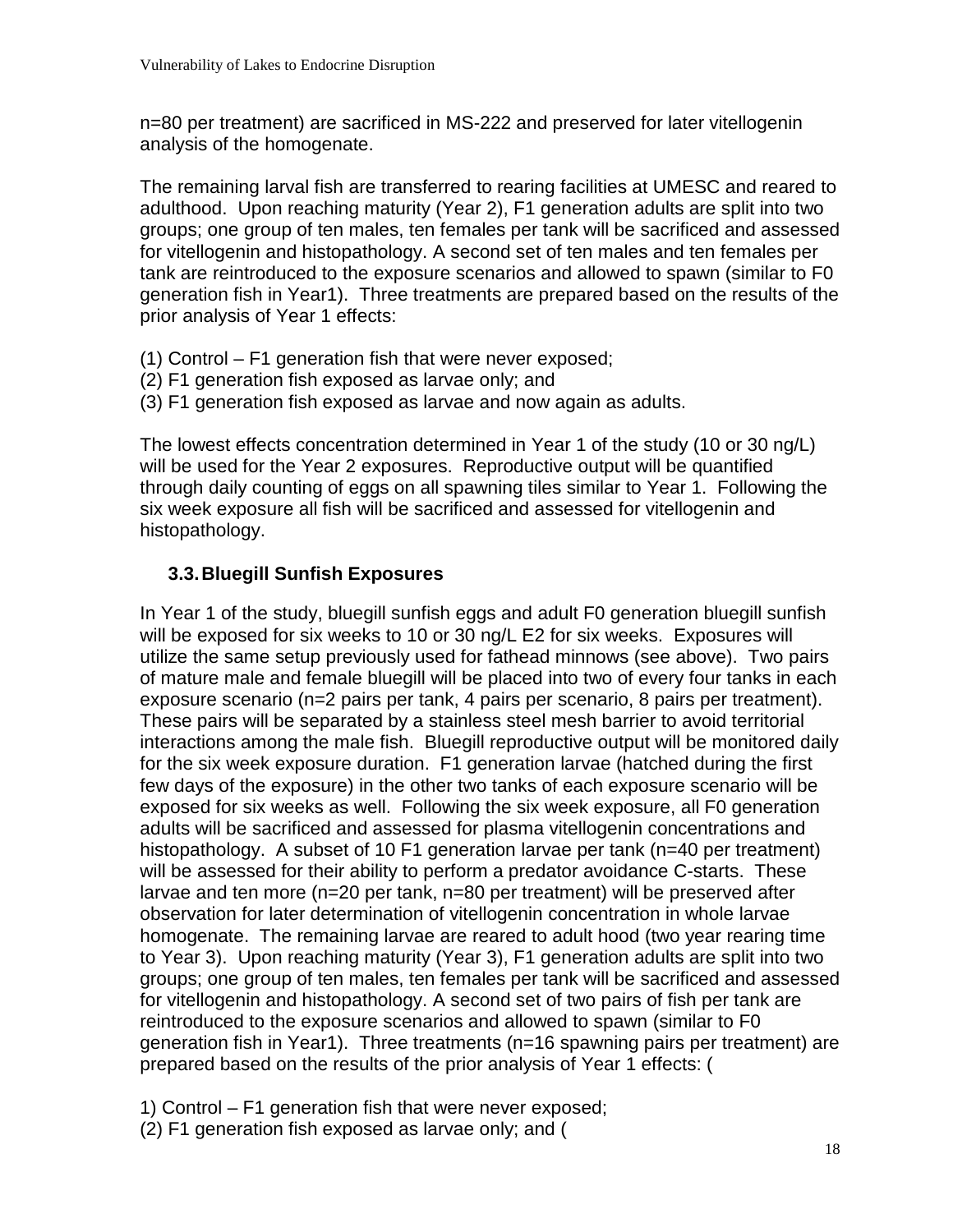n=80 per treatment) are sacrificed in MS-222 and preserved for later vitellogenin analysis of the homogenate.

The remaining larval fish are transferred to rearing facilities at UMESC and reared to adulthood. Upon reaching maturity (Year 2), F1 generation adults are split into two groups; one group of ten males, ten females per tank will be sacrificed and assessed for vitellogenin and histopathology. A second set of ten males and ten females per tank are reintroduced to the exposure scenarios and allowed to spawn (similar to F0 generation fish in Year1). Three treatments are prepared based on the results of the prior analysis of Year 1 effects:

(1) Control – F1 generation fish that were never exposed;
(2) F1 generation fish exposed as larvae only; and
(3) F1 generation fish exposed as larvae and now again as adults.

The lowest effects concentration determined in Year 1 of the study (10 or 30 ng/L) will be used for the Year 2 exposures. Reproductive output will be quantified through daily counting of eggs on all spawning tiles similar to Year 1. Following the six week exposure all fish will be sacrificed and assessed for vitellogenin and histopathology.

### 3.3. Bluegill Sunfish Exposures

In Year 1 of the study, bluegill sunfish eggs and adult F0 generation bluegill sunfish will be exposed for six weeks to 10 or 30 ng/L E2 for six weeks. Exposures will utilize the same setup previously used for fathead minnows (see above). Two pairs of mature male and female bluegill will be placed into two of every four tanks in each exposure scenario (n=2 pairs per tank, 4 pairs per scenario, 8 pairs per treatment). These pairs will be separated by a stainless steel mesh barrier to avoid territorial interactions among the male fish. Bluegill reproductive output will be monitored daily for the six week exposure duration. F1 generation larvae (hatched during the first few days of the exposure) in the other two tanks of each exposure scenario will be exposed for six weeks as well. Following the six week exposure, all F0 generation adults will be sacrificed and assessed for plasma vitellogenin concentrations and histopathology. A subset of 10 F1 generation larvae per tank (n=40 per treatment) will be assessed for their ability to perform a predator avoidance C-starts. These larvae and ten more (n=20 per tank, n=80 per treatment) will be preserved after observation for later determination of vitellogenin concentration in whole larvae homogenate. The remaining larvae are reared to adult hood (two year rearing time to Year 3). Upon reaching maturity (Year 3), F1 generation adults are split into two groups; one group of ten males, ten females per tank will be sacrificed and assessed for vitellogenin and histopathology. A second set of two pairs of fish per tank are reintroduced to the exposure scenarios and allowed to spawn (similar to F0 generation fish in Year1). Three treatments (n=16 spawning pairs per treatment) are prepared based on the results of the prior analysis of Year 1 effects: (

1) Control – F1 generation fish that were never exposed;
(2) F1 generation fish exposed as larvae only; and (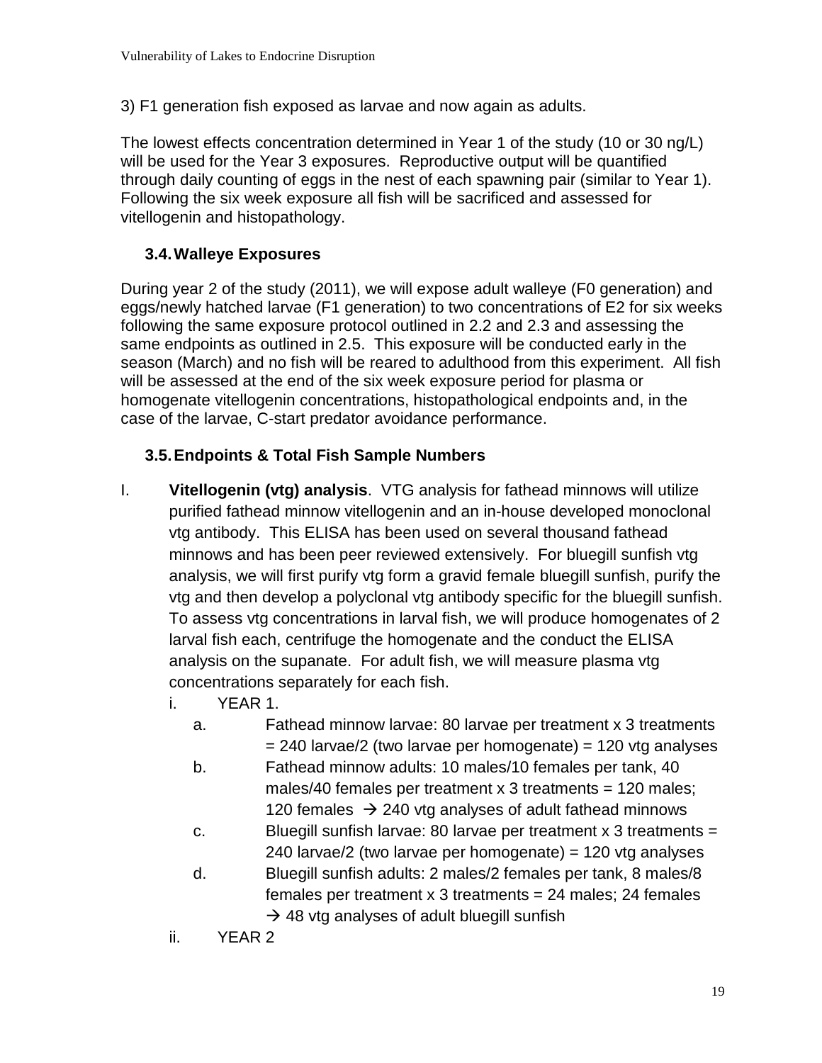3) F1 generation fish exposed as larvae and now again as adults.

The lowest effects concentration determined in Year 1 of the study (10 or 30 ng/L) will be used for the Year 3 exposures. Reproductive output will be quantified through daily counting of eggs in the nest of each spawning pair (similar to Year 1). Following the six week exposure all fish will be sacrificed and assessed for vitellogenin and histopathology.

### 3.4. Walleye Exposures

During year 2 of the study (2011), we will expose adult walleye (F0 generation) and eggs/newly hatched larvae (F1 generation) to two concentrations of E2 for six weeks following the same exposure protocol outlined in 2.2 and 2.3 and assessing the same endpoints as outlined in 2.5. This exposure will be conducted early in the season (March) and no fish will be reared to adulthood from this experiment. All fish will be assessed at the end of the six week exposure period for plasma or homogenate vitellogenin concentrations, histopathological endpoints and, in the case of the larvae, C-start predator avoidance performance.

### 3.5. Endpoints & Total Fish Sample Numbers

I. **Vitellogenin (vtg) analysis**. VTG analysis for fathead minnows will utilize purified fathead minnow vitellogenin and an in-house developed monoclonal vtg antibody. This ELISA has been used on several thousand fathead minnows and has been peer reviewed extensively. For bluegill sunfish vtg analysis, we will first purify vtg form a gravid female bluegill sunfish, purify the vtg and then develop a polyclonal vtg antibody specific for the bluegill sunfish. To assess vtg concentrations in larval fish, we will produce homogenates of 2 larval fish each, centrifuge the homogenate and the conduct the ELISA analysis on the supanate. For adult fish, we will measure plasma vtg concentrations separately for each fish.
   - i. YEAR 1.
     - a. Fathead minnow larvae: 80 larvae per treatment x 3 treatments = 240 larvae/2 (two larvae per homogenate) = 120 vtg analyses
     - b. Fathead minnow adults: 10 males/10 females per tank, 40 males/40 females per treatment x 3 treatments = 120 males; 120 females → 240 vtg analyses of adult fathead minnows
     - c. Bluegill sunfish larvae: 80 larvae per treatment x 3 treatments = 240 larvae/2 (two larvae per homogenate) = 120 vtg analyses
     - d. Bluegill sunfish adults: 2 males/2 females per tank, 8 males/8 females per treatment x 3 treatments = 24 males; 24 females → 48 vtg analyses of adult bluegill sunfish
   - ii. YEAR 2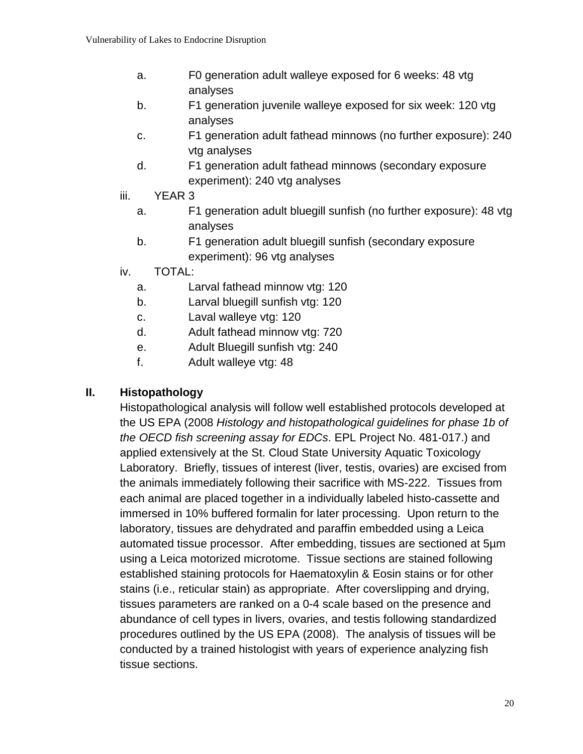a. F0 generation adult walleye exposed for 6 weeks: 48 vtg analyses
   b. F1 generation juvenile walleye exposed for six week: 120 vtg analyses
   c. F1 generation adult fathead minnows (no further exposure): 240 vtg analyses
   d. F1 generation adult fathead minnows (secondary exposure experiment): 240 vtg analyses

iii. YEAR 3
   a. F1 generation adult bluegill sunfish (no further exposure): 48 vtg analyses
   b. F1 generation adult bluegill sunfish (secondary exposure experiment): 96 vtg analyses

iv. TOTAL:
   a. Larval fathead minnow vtg: 120
   b. Larval bluegill sunfish vtg: 120
   c. Laval walleye vtg: 120
   d. Adult fathead minnow vtg: 720
   e. Adult Bluegill sunfish vtg: 240
   f. Adult walleye vtg: 48

## II. Histopathology

Histopathological analysis will follow well established protocols developed at the US EPA (2008 *Histology and histopathological guidelines for phase 1b of the OECD fish screening assay for EDCs*. EPL Project No. 481-017.) and applied extensively at the St. Cloud State University Aquatic Toxicology Laboratory. Briefly, tissues of interest (liver, testis, ovaries) are excised from the animals immediately following their sacrifice with MS-222. Tissues from each animal are placed together in a individually labeled histo-cassette and immersed in 10% buffered formalin for later processing. Upon return to the laboratory, tissues are dehydrated and paraffin embedded using a Leica automated tissue processor. After embedding, tissues are sectioned at 5µm using a Leica motorized microtome. Tissue sections are stained following established staining protocols for Haematoxylin & Eosin stains or for other stains (i.e., reticular stain) as appropriate. After coverslipping and drying, tissues parameters are ranked on a 0-4 scale based on the presence and abundance of cell types in livers, ovaries, and testis following standardized procedures outlined by the US EPA (2008). The analysis of tissues will be conducted by a trained histologist with years of experience analyzing fish tissue sections.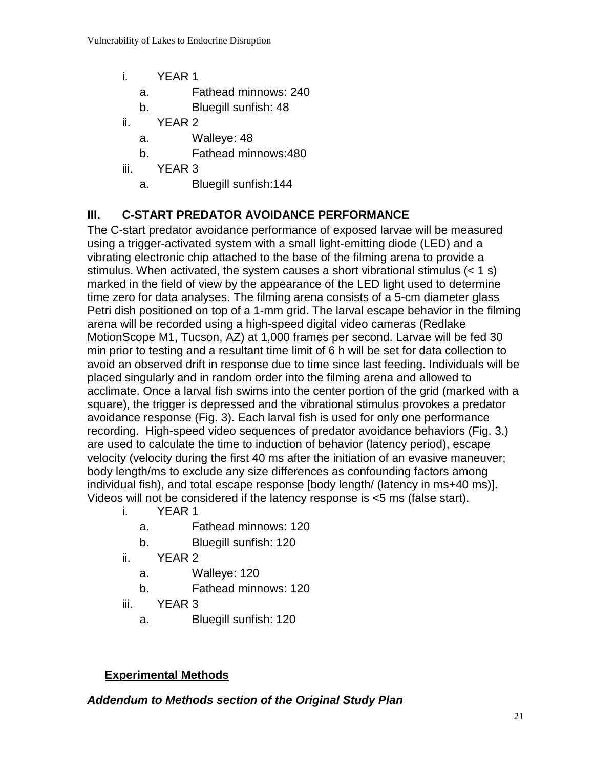- i. YEAR 1
  - a. Fathead minnows: 240
  - b. Bluegill sunfish: 48
- ii. YEAR 2
  - a. Walleye: 48
  - b. Fathead minnows:480
- iii. YEAR 3
  - a. Bluegill sunfish:144

## III. C-START PREDATOR AVOIDANCE PERFORMANCE

The C-start predator avoidance performance of exposed larvae will be measured using a trigger-activated system with a small light-emitting diode (LED) and a vibrating electronic chip attached to the base of the filming arena to provide a stimulus. When activated, the system causes a short vibrational stimulus (< 1 s) marked in the field of view by the appearance of the LED light used to determine time zero for data analyses. The filming arena consists of a 5-cm diameter glass Petri dish positioned on top of a 1-mm grid. The larval escape behavior in the filming arena will be recorded using a high-speed digital video cameras (Redlake MotionScope M1, Tucson, AZ) at 1,000 frames per second. Larvae will be fed 30 min prior to testing and a resultant time limit of 6 h will be set for data collection to avoid an observed drift in response due to time since last feeding. Individuals will be placed singularly and in random order into the filming arena and allowed to acclimate. Once a larval fish swims into the center portion of the grid (marked with a square), the trigger is depressed and the vibrational stimulus provokes a predator avoidance response (Fig. 3). Each larval fish is used for only one performance recording. High-speed video sequences of predator avoidance behaviors (Fig. 3.) are used to calculate the time to induction of behavior (latency period), escape velocity (velocity during the first 40 ms after the initiation of an evasive maneuver; body length/ms to exclude any size differences as confounding factors among individual fish), and total escape response [body length/ (latency in ms+40 ms)]. Videos will not be considered if the latency response is <5 ms (false start).

- i. YEAR 1
  - a. Fathead minnows: 120
  - b. Bluegill sunfish: 120
- ii. YEAR 2
  - a. Walleye: 120
  - b. Fathead minnows: 120
- iii. YEAR 3
  - a. Bluegill sunfish: 120

**Experimental Methods**

***Addendum to Methods section of the Original Study Plan***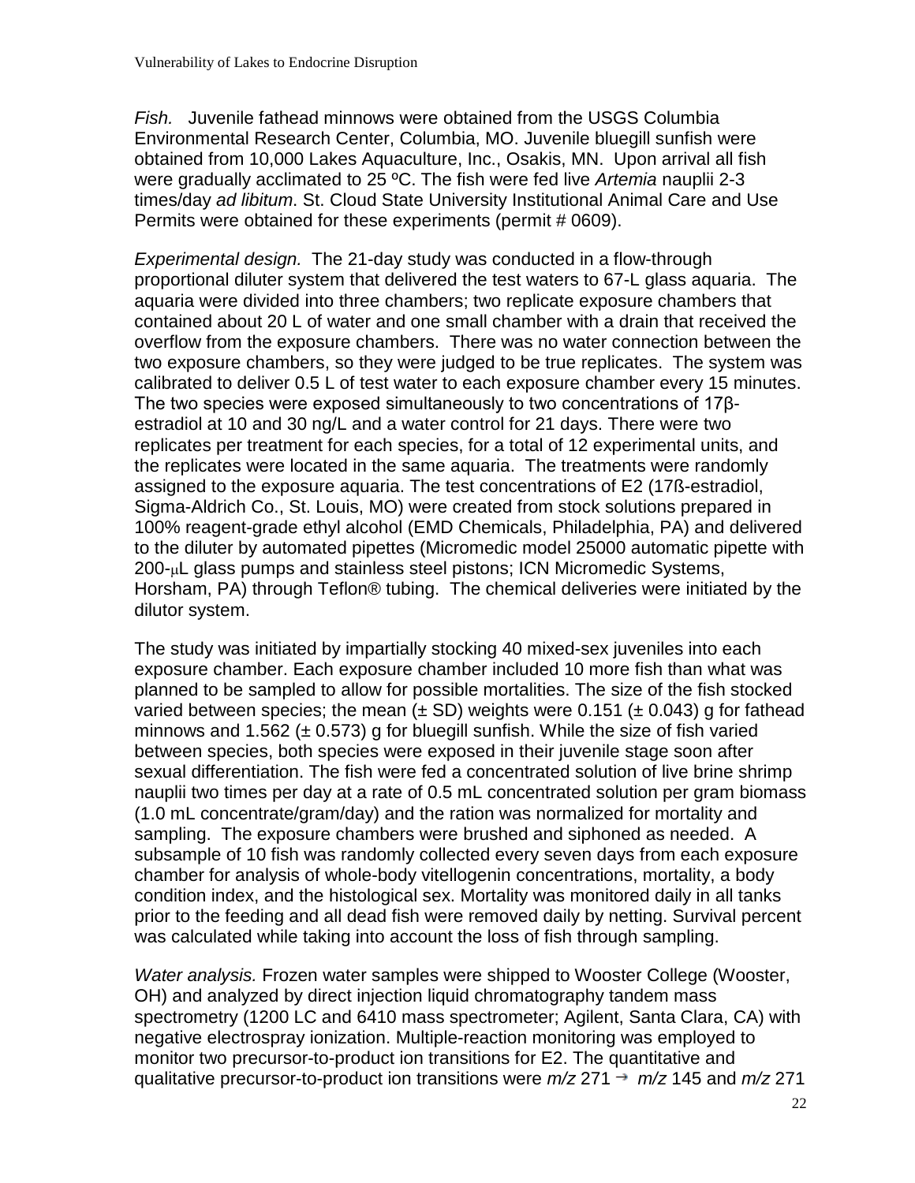*Fish.* Juvenile fathead minnows were obtained from the USGS Columbia Environmental Research Center, Columbia, MO. Juvenile bluegill sunfish were obtained from 10,000 Lakes Aquaculture, Inc., Osakis, MN. Upon arrival all fish were gradually acclimated to 25 ºC. The fish were fed live *Artemia* nauplii 2-3 times/day *ad libitum*. St. Cloud State University Institutional Animal Care and Use Permits were obtained for these experiments (permit # 0609).

*Experimental design.* The 21-day study was conducted in a flow-through proportional diluter system that delivered the test waters to 67-L glass aquaria. The aquaria were divided into three chambers; two replicate exposure chambers that contained about 20 L of water and one small chamber with a drain that received the overflow from the exposure chambers. There was no water connection between the two exposure chambers, so they were judged to be true replicates. The system was calibrated to deliver 0.5 L of test water to each exposure chamber every 15 minutes. The two species were exposed simultaneously to two concentrations of 17β-estradiol at 10 and 30 ng/L and a water control for 21 days. There were two replicates per treatment for each species, for a total of 12 experimental units, and the replicates were located in the same aquaria. The treatments were randomly assigned to the exposure aquaria. The test concentrations of E2 (17ß-estradiol, Sigma-Aldrich Co., St. Louis, MO) were created from stock solutions prepared in 100% reagent-grade ethyl alcohol (EMD Chemicals, Philadelphia, PA) and delivered to the diluter by automated pipettes (Micromedic model 25000 automatic pipette with 200-μL glass pumps and stainless steel pistons; ICN Micromedic Systems, Horsham, PA) through Teflon® tubing. The chemical deliveries were initiated by the dilutor system.

The study was initiated by impartially stocking 40 mixed-sex juveniles into each exposure chamber. Each exposure chamber included 10 more fish than what was planned to be sampled to allow for possible mortalities. The size of the fish stocked varied between species; the mean (± SD) weights were 0.151 (± 0.043) g for fathead minnows and 1.562 (± 0.573) g for bluegill sunfish. While the size of fish varied between species, both species were exposed in their juvenile stage soon after sexual differentiation. The fish were fed a concentrated solution of live brine shrimp nauplii two times per day at a rate of 0.5 mL concentrated solution per gram biomass (1.0 mL concentrate/gram/day) and the ration was normalized for mortality and sampling. The exposure chambers were brushed and siphoned as needed. A subsample of 10 fish was randomly collected every seven days from each exposure chamber for analysis of whole-body vitellogenin concentrations, mortality, a body condition index, and the histological sex. Mortality was monitored daily in all tanks prior to the feeding and all dead fish were removed daily by netting. Survival percent was calculated while taking into account the loss of fish through sampling.

*Water analysis.* Frozen water samples were shipped to Wooster College (Wooster, OH) and analyzed by direct injection liquid chromatography tandem mass spectrometry (1200 LC and 6410 mass spectrometer; Agilent, Santa Clara, CA) with negative electrospray ionization. Multiple-reaction monitoring was employed to monitor two precursor-to-product ion transitions for E2. The quantitative and qualitative precursor-to-product ion transitions were *m/z* 271 → *m/z* 145 and *m/z* 271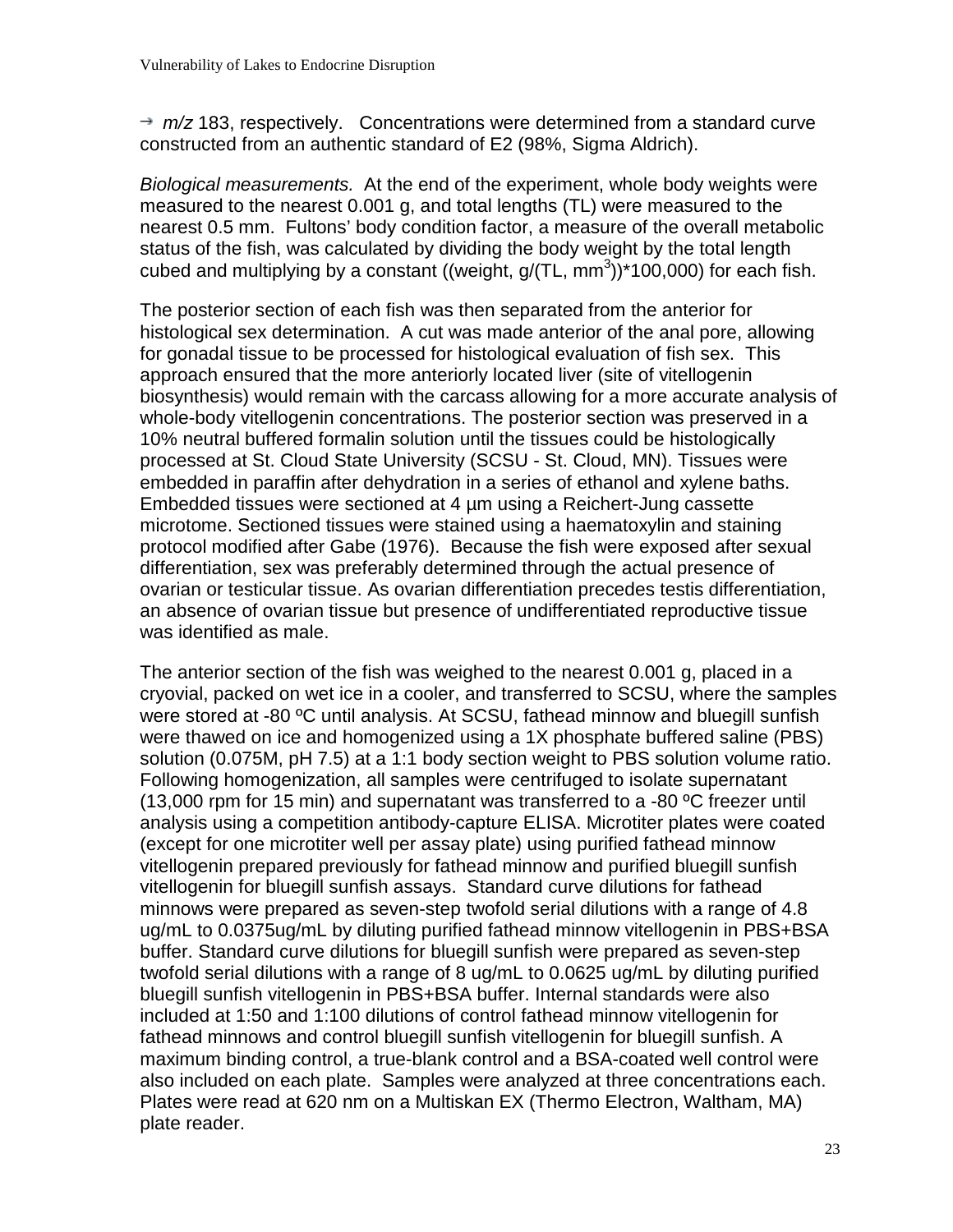→ *m/z* 183, respectively. Concentrations were determined from a standard curve constructed from an authentic standard of E2 (98%, Sigma Aldrich).

*Biological measurements.* At the end of the experiment, whole body weights were measured to the nearest 0.001 g, and total lengths (TL) were measured to the nearest 0.5 mm. Fultons' body condition factor, a measure of the overall metabolic status of the fish, was calculated by dividing the body weight by the total length cubed and multiplying by a constant ((weight, g/(TL, $mm^3$))*100,000) for each fish.

The posterior section of each fish was then separated from the anterior for histological sex determination. A cut was made anterior of the anal pore, allowing for gonadal tissue to be processed for histological evaluation of fish sex. This approach ensured that the more anteriorly located liver (site of vitellogenin biosynthesis) would remain with the carcass allowing for a more accurate analysis of whole-body vitellogenin concentrations. The posterior section was preserved in a 10% neutral buffered formalin solution until the tissues could be histologically processed at St. Cloud State University (SCSU - St. Cloud, MN). Tissues were embedded in paraffin after dehydration in a series of ethanol and xylene baths. Embedded tissues were sectioned at 4 µm using a Reichert-Jung cassette microtome. Sectioned tissues were stained using a haematoxylin and staining protocol modified after Gabe (1976). Because the fish were exposed after sexual differentiation, sex was preferably determined through the actual presence of ovarian or testicular tissue. As ovarian differentiation precedes testis differentiation, an absence of ovarian tissue but presence of undifferentiated reproductive tissue was identified as male.

The anterior section of the fish was weighed to the nearest 0.001 g, placed in a cryovial, packed on wet ice in a cooler, and transferred to SCSU, where the samples were stored at -80 ºC until analysis. At SCSU, fathead minnow and bluegill sunfish were thawed on ice and homogenized using a 1X phosphate buffered saline (PBS) solution (0.075M, pH 7.5) at a 1:1 body section weight to PBS solution volume ratio. Following homogenization, all samples were centrifuged to isolate supernatant (13,000 rpm for 15 min) and supernatant was transferred to a -80 ºC freezer until analysis using a competition antibody-capture ELISA. Microtiter plates were coated (except for one microtiter well per assay plate) using purified fathead minnow vitellogenin prepared previously for fathead minnow and purified bluegill sunfish vitellogenin for bluegill sunfish assays. Standard curve dilutions for fathead minnows were prepared as seven-step twofold serial dilutions with a range of 4.8 ug/mL to 0.0375ug/mL by diluting purified fathead minnow vitellogenin in PBS+BSA buffer. Standard curve dilutions for bluegill sunfish were prepared as seven-step twofold serial dilutions with a range of 8 ug/mL to 0.0625 ug/mL by diluting purified bluegill sunfish vitellogenin in PBS+BSA buffer. Internal standards were also included at 1:50 and 1:100 dilutions of control fathead minnow vitellogenin for fathead minnows and control bluegill sunfish vitellogenin for bluegill sunfish. A maximum binding control, a true-blank control and a BSA-coated well control were also included on each plate. Samples were analyzed at three concentrations each. Plates were read at 620 nm on a Multiskan EX (Thermo Electron, Waltham, MA) plate reader.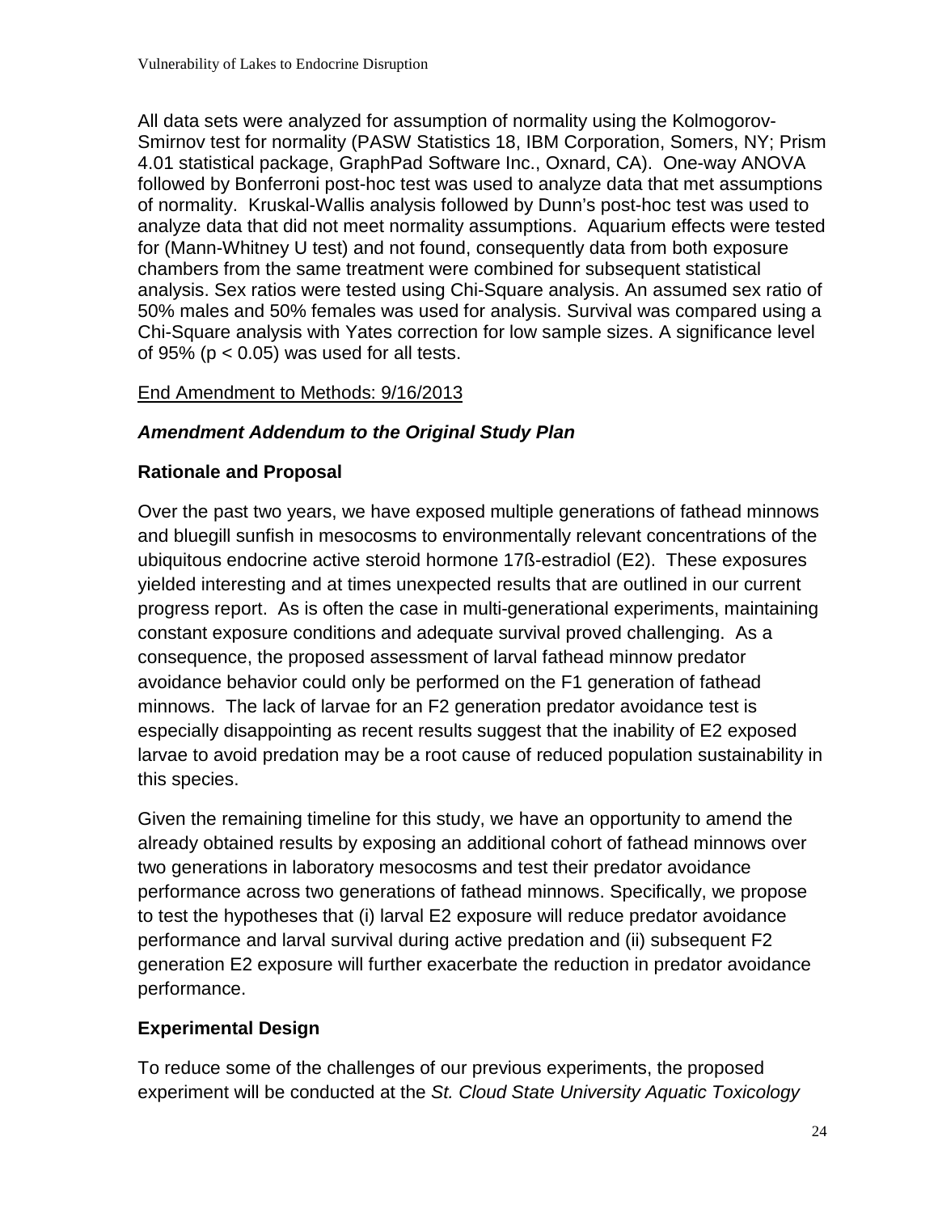All data sets were analyzed for assumption of normality using the Kolmogorov-Smirnov test for normality (PASW Statistics 18, IBM Corporation, Somers, NY; Prism 4.01 statistical package, GraphPad Software Inc., Oxnard, CA). One-way ANOVA followed by Bonferroni post-hoc test was used to analyze data that met assumptions of normality. Kruskal-Wallis analysis followed by Dunn's post-hoc test was used to analyze data that did not meet normality assumptions. Aquarium effects were tested for (Mann-Whitney U test) and not found, consequently data from both exposure chambers from the same treatment were combined for subsequent statistical analysis. Sex ratios were tested using Chi-Square analysis. An assumed sex ratio of 50% males and 50% females was used for analysis. Survival was compared using a Chi-Square analysis with Yates correction for low sample sizes. A significance level of 95% ($p < 0.05$) was used for all tests.

End Amendment to Methods: 9/16/2013

***Amendment Addendum to the Original Study Plan***

**Rationale and Proposal**

Over the past two years, we have exposed multiple generations of fathead minnows and bluegill sunfish in mesocosms to environmentally relevant concentrations of the ubiquitous endocrine active steroid hormone 17ß-estradiol (E2). These exposures yielded interesting and at times unexpected results that are outlined in our current progress report. As is often the case in multi-generational experiments, maintaining constant exposure conditions and adequate survival proved challenging. As a consequence, the proposed assessment of larval fathead minnow predator avoidance behavior could only be performed on the F1 generation of fathead minnows. The lack of larvae for an F2 generation predator avoidance test is especially disappointing as recent results suggest that the inability of E2 exposed larvae to avoid predation may be a root cause of reduced population sustainability in this species.

Given the remaining timeline for this study, we have an opportunity to amend the already obtained results by exposing an additional cohort of fathead minnows over two generations in laboratory mesocosms and test their predator avoidance performance across two generations of fathead minnows. Specifically, we propose to test the hypotheses that (i) larval E2 exposure will reduce predator avoidance performance and larval survival during active predation and (ii) subsequent F2 generation E2 exposure will further exacerbate the reduction in predator avoidance performance.

**Experimental Design**

To reduce some of the challenges of our previous experiments, the proposed experiment will be conducted at the *St. Cloud State University Aquatic Toxicology*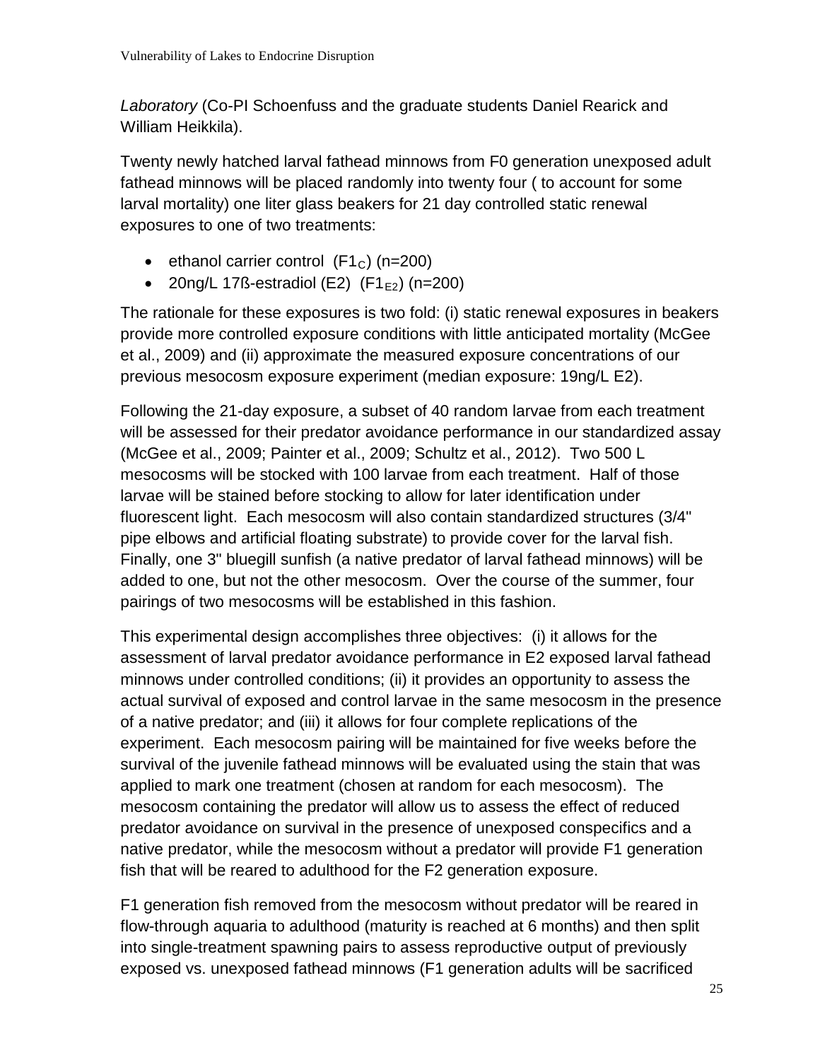*Laboratory* (Co-PI Schoenfuss and the graduate students Daniel Rearick and William Heikkila).

Twenty newly hatched larval fathead minnows from F0 generation unexposed adult fathead minnows will be placed randomly into twenty four ( to account for some larval mortality) one liter glass beakers for 21 day controlled static renewal exposures to one of two treatments:

- ethanol carrier control ($F1_C$) (n=200)
- 20ng/L 17ß-estradiol (E2) ($F1_{E2}$) (n=200)

The rationale for these exposures is two fold: (i) static renewal exposures in beakers provide more controlled exposure conditions with little anticipated mortality (McGee et al., 2009) and (ii) approximate the measured exposure concentrations of our previous mesocosm exposure experiment (median exposure: 19ng/L E2).

Following the 21-day exposure, a subset of 40 random larvae from each treatment will be assessed for their predator avoidance performance in our standardized assay (McGee et al., 2009; Painter et al., 2009; Schultz et al., 2012). Two 500 L mesocosms will be stocked with 100 larvae from each treatment. Half of those larvae will be stained before stocking to allow for later identification under fluorescent light. Each mesocosm will also contain standardized structures (3/4" pipe elbows and artificial floating substrate) to provide cover for the larval fish. Finally, one 3" bluegill sunfish (a native predator of larval fathead minnows) will be added to one, but not the other mesocosm. Over the course of the summer, four pairings of two mesocosms will be established in this fashion.

This experimental design accomplishes three objectives: (i) it allows for the assessment of larval predator avoidance performance in E2 exposed larval fathead minnows under controlled conditions; (ii) it provides an opportunity to assess the actual survival of exposed and control larvae in the same mesocosm in the presence of a native predator; and (iii) it allows for four complete replications of the experiment. Each mesocosm pairing will be maintained for five weeks before the survival of the juvenile fathead minnows will be evaluated using the stain that was applied to mark one treatment (chosen at random for each mesocosm). The mesocosm containing the predator will allow us to assess the effect of reduced predator avoidance on survival in the presence of unexposed conspecifics and a native predator, while the mesocosm without a predator will provide F1 generation fish that will be reared to adulthood for the F2 generation exposure.

F1 generation fish removed from the mesocosm without predator will be reared in flow-through aquaria to adulthood (maturity is reached at 6 months) and then split into single-treatment spawning pairs to assess reproductive output of previously exposed vs. unexposed fathead minnows (F1 generation adults will be sacrificed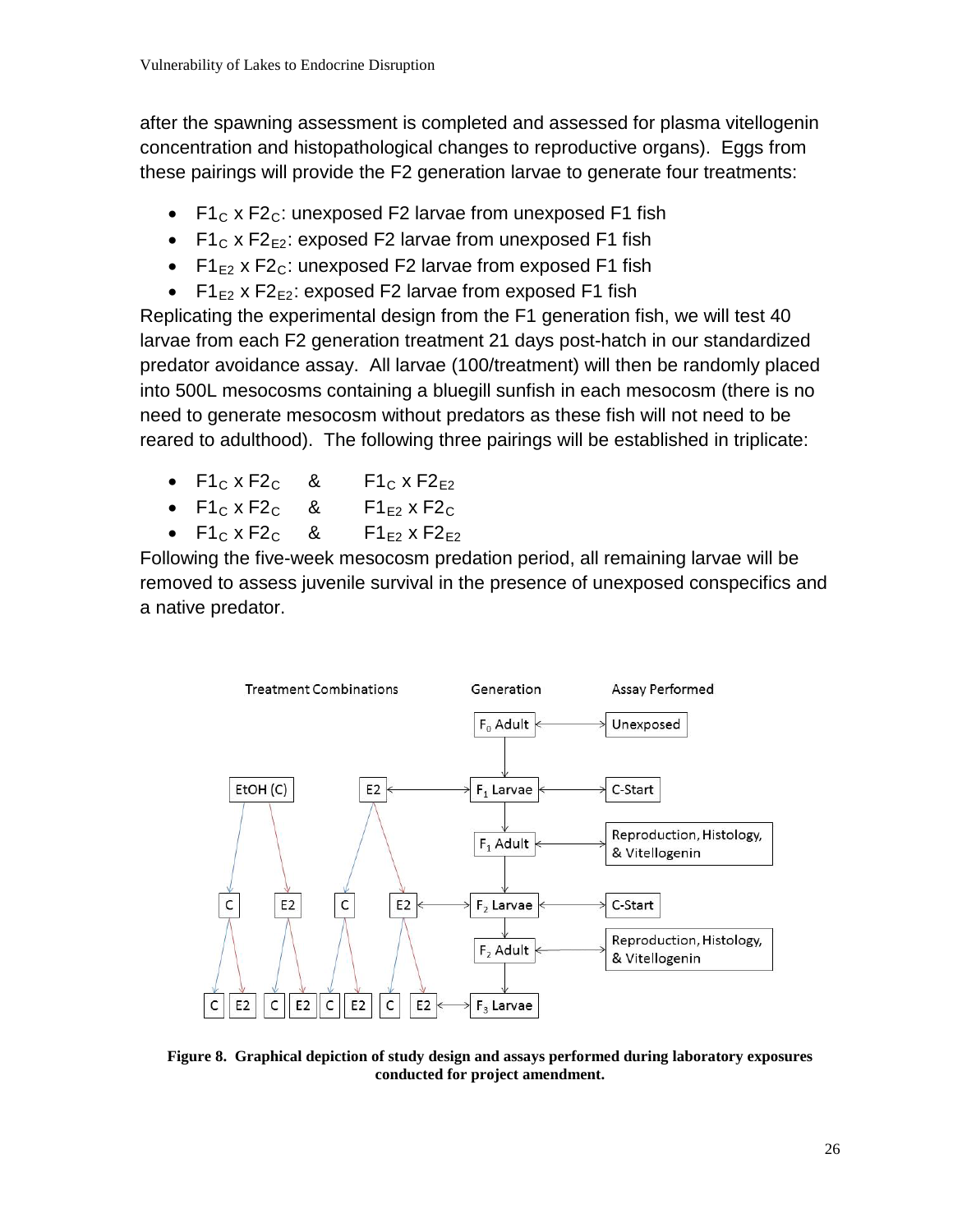after the spawning assessment is completed and assessed for plasma vitellogenin concentration and histopathological changes to reproductive organs). Eggs from these pairings will provide the F2 generation larvae to generate four treatments:

- $F1_C$ x $F2_C$: unexposed F2 larvae from unexposed F1 fish
- $F1_C$ x $F2_{E2}$: exposed F2 larvae from unexposed F1 fish
- $F1_{E2}$ x $F2_C$: unexposed F2 larvae from exposed F1 fish
- $F1_{E2}$ x $F2_{E2}$: exposed F2 larvae from exposed F1 fish

Replicating the experimental design from the F1 generation fish, we will test 40 larvae from each F2 generation treatment 21 days post-hatch in our standardized predator avoidance assay. All larvae (100/treatment) will then be randomly placed into 500L mesocosms containing a bluegill sunfish in each mesocosm (there is no need to generate mesocosm without predators as these fish will not need to be reared to adulthood). The following three pairings will be established in triplicate:

- $F1_C$ x $F2_C$ & $F1_C$ x $F2_{E2}$
- $F1_C$ x $F2_C$ & $F1_{E2}$ x $F2_C$
- $F1_C$ x $F2_C$ & $F1_{E2}$ x $F2_{E2}$

Following the five-week mesocosm predation period, all remaining larvae will be removed to assess juvenile survival in the presence of unexposed conspecifics and a native predator.

**Figure 8. Graphical depiction of study design and assays performed during laboratory exposures conducted for project amendment.**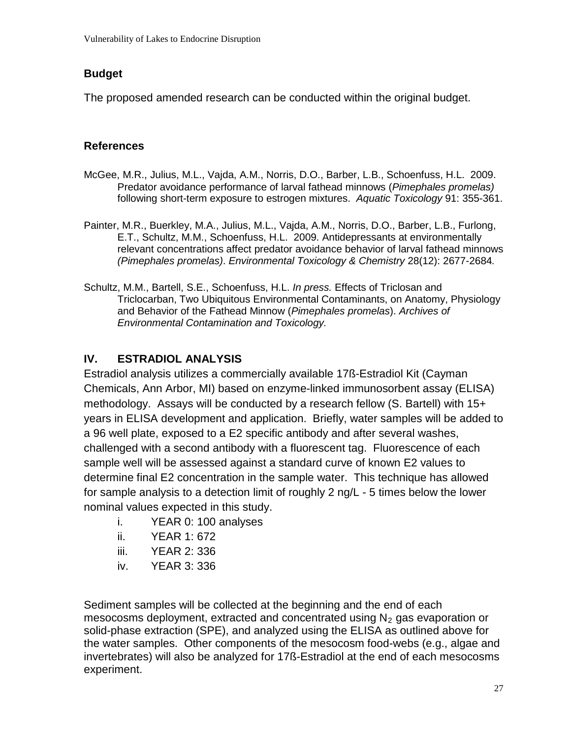## Budget

The proposed amended research can be conducted within the original budget.

## References

McGee, M.R., Julius, M.L., Vajda, A.M., Norris, D.O., Barber, L.B., Schoenfuss, H.L. 2009. Predator avoidance performance of larval fathead minnows (*Pimephales promelas)* following short-term exposure to estrogen mixtures. *Aquatic Toxicology* 91: 355-361.

Painter, M.R., Buerkley, M.A., Julius, M.L., Vajda, A.M., Norris, D.O., Barber, L.B., Furlong, E.T., Schultz, M.M., Schoenfuss, H.L. 2009. Antidepressants at environmentally relevant concentrations affect predator avoidance behavior of larval fathead minnows *(Pimephales promelas)*. *Environmental Toxicology & Chemistry* 28(12): 2677-2684*.*

Schultz, M.M., Bartell, S.E., Schoenfuss, H.L. *In press.* Effects of Triclosan and Triclocarban, Two Ubiquitous Environmental Contaminants, on Anatomy, Physiology and Behavior of the Fathead Minnow (*Pimephales promelas*). *Archives of Environmental Contamination and Toxicology.*

## IV. ESTRADIOL ANALYSIS

Estradiol analysis utilizes a commercially available 17ß-Estradiol Kit (Cayman Chemicals, Ann Arbor, MI) based on enzyme-linked immunosorbent assay (ELISA) methodology. Assays will be conducted by a research fellow (S. Bartell) with 15+ years in ELISA development and application. Briefly, water samples will be added to a 96 well plate, exposed to a E2 specific antibody and after several washes, challenged with a second antibody with a fluorescent tag. Fluorescence of each sample well will be assessed against a standard curve of known E2 values to determine final E2 concentration in the sample water. This technique has allowed for sample analysis to a detection limit of roughly 2 ng/L - 5 times below the lower nominal values expected in this study.

i. YEAR 0: 100 analyses
ii. YEAR 1: 672
iii. YEAR 2: 336
iv. YEAR 3: 336

Sediment samples will be collected at the beginning and the end of each mesocosms deployment, extracted and concentrated using $N_2$ gas evaporation or solid-phase extraction (SPE), and analyzed using the ELISA as outlined above for the water samples. Other components of the mesocosm food-webs (e.g., algae and invertebrates) will also be analyzed for 17ß-Estradiol at the end of each mesocosms experiment.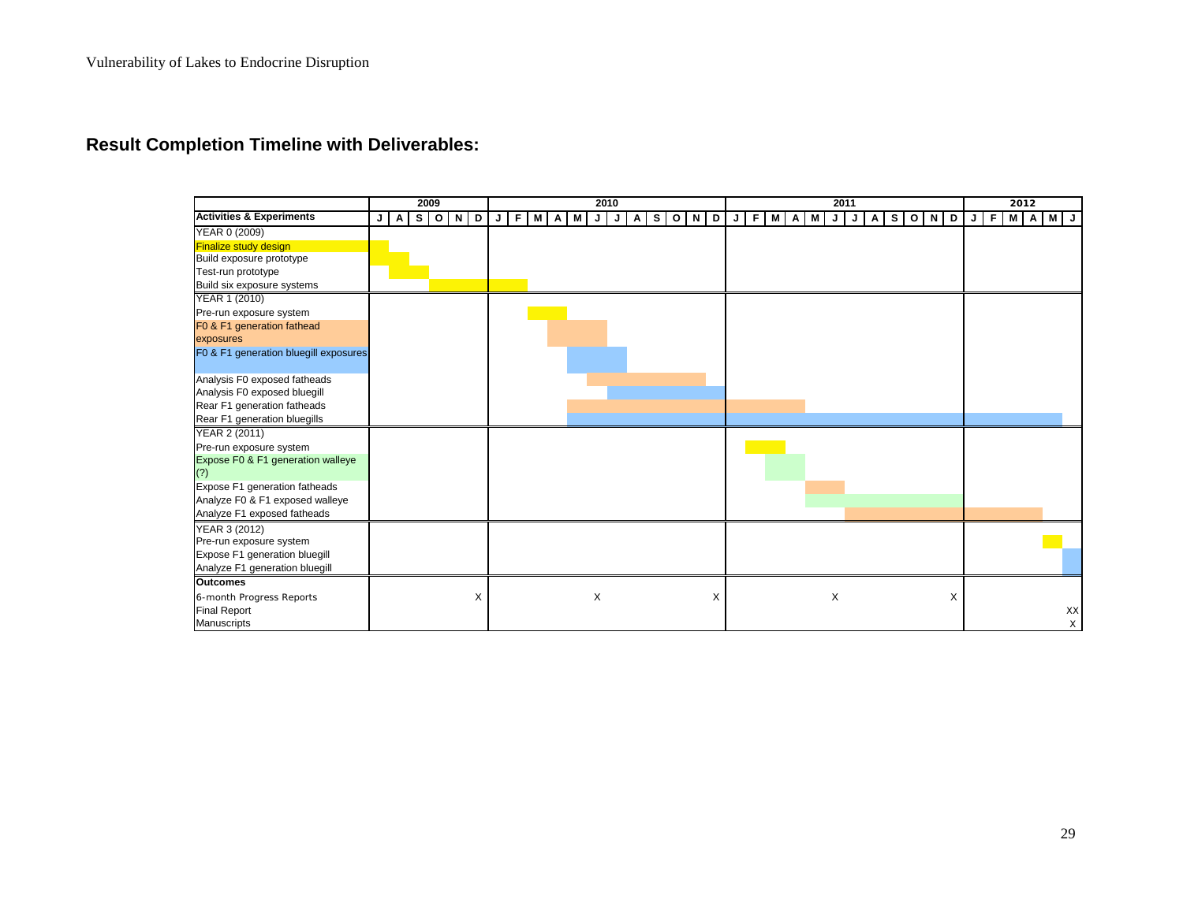## Result Completion Timeline with Deliverables:

| | 2009 | | | | | | 2010 | | | | | | | | | | | | 2011 | | | | | | | | | | | | 2012 | | | | | |
|---|---|---|---|---|---|---|---|---|---|---|---|---|---|---|---|---|---|---|---|---|---|---|---|---|---|---|---|---|---|---|---|---|---|---|---|---|
| **Activities & Experiments** | **J** | **A** | **S** | **O** | **N** | **D** | **J** | **F** | **M** | **A** | **M** | **J** | **J** | **A** | **S** | **O** | **N** | **D** | **J** | **F** | **M** | **A** | **M** | **J** | **J** | **A** | **S** | **O** | **N** | **D** | **J** | **F** | **M** | **A** | **M** | **J** |
| YEAR 0 (2009) | | | | | | | | | | | | | | | | | | | | | | | | | | | | | | | | | | | | |
| Finalize study design | ■ | | | | | | | | | | | | | | | | | | | | | | | | | | | | | | | | | | | |
| Build exposure prototype | ■ | ■ | | | | | | | | | | | | | | | | | | | | | | | | | | | | | | | | | | |
| Test-run prototype | | ■ | ■ | | | | | | | | | | | | | | | | | | | | | | | | | | | | | | | | | |
| Build six exposure systems | | | | ■ | ■ | ■ | ■ | ■ | | | | | | | | | | | | | | | | | | | | | | | | | | | | |
| YEAR 1 (2010) | | | | | | | | | | | | | | | | | | | | | | | | | | | | | | | | | | | | |
| Pre-run exposure system | | | | | | | | | ■ | ■ | | | | | | | | | | | | | | | | | | | | | | | | | | |
| F0 & F1 generation fathead exposures | | | | | | | | | | ■ | ■ | ■ | | | | | | | | | | | | | | | | | | | | | | | | |
| F0 & F1 generation bluegill exposures | | | | | | | | | | | ■ | ■ | ■ | | | | | | | | | | | | | | | | | | | | | | | |
| Analysis F0 exposed fatheads | | | | | | | | | | | | ■ | ■ | ■ | ■ | ■ | ■ | | | | | | | | | | | | | | | | | | | |
| Analysis F0 exposed bluegill | | | | | | | | | | | | | ■ | ■ | ■ | ■ | ■ | ■ | | | | | | | | | | | | | | | | | | |
| Rear F1 generation fatheads | | | | | | | | | | | ■ | ■ | ■ | ■ | ■ | ■ | ■ | ■ | ■ | ■ | ■ | ■ | | | | | | | | | | | | | | |
| Rear F1 generation bluegills | | | | | | | | | | | ■ | ■ | ■ | ■ | ■ | ■ | ■ | ■ | ■ | ■ | ■ | ■ | ■ | ■ | ■ | ■ | ■ | ■ | ■ | ■ | ■ | ■ | ■ | ■ | ■ | |
| YEAR 2 (2011) | | | | | | | | | | | | | | | | | | | | | | | | | | | | | | | | | | | | |
| Pre-run exposure system | | | | | | | | | | | | | | | | | | | | ■ | ■ | | | | | | | | | | | | | | | |
| Expose F0 & F1 generation walleye (?) | | | | | | | | | | | | | | | | | | | | | ■ | ■ | | | | | | | | | | | | | | |
| Expose F1 generation fatheads | | | | | | | | | | | | | | | | | | | | | | | ■ | ■ | | | | | | | | | | | | |
| Analyze F0 & F1 exposed walleye | | | | | | | | | | | | | | | | | | | | | | | ■ | ■ | ■ | ■ | ■ | ■ | ■ | ■ | | | | | | |
| Analyze F1 exposed fatheads | | | | | | | | | | | | | | | | | | | | | | | | ■ | ■ | ■ | ■ | ■ | ■ | ■ | ■ | ■ | ■ | | | |
| YEAR 3 (2012) | | | | | | | | | | | | | | | | | | | | | | | | | | | | | | | | | | | | |
| Pre-run exposure system | | | | | | | | | | | | | | | | | | | | | | | | | | | | | | | | | | | ■ | |
| Expose F1 generation bluegill | | | | | | | | | | | | | | | | | | | | | | | | | | | | | | | | | | | | ■ |
| Analyze F1 generation bluegill | | | | | | | | | | | | | | | | | | | | | | | | | | | | | | | | | | | | ■ |
| **Outcomes** | | | | | | | | | | | | | | | | | | | | | | | | | | | | | | | | | | | | |
| 6-month Progress Reports | | | | | | X | | | | | | X | | | | | | X | | | | | | X | | | | | | X | | | | | | |
| Final Report | | | | | | | | | | | | | | | | | | | | | | | | | | | | | | | | | | | | XX |
| Manuscripts | | | | | | | | | | | | | | | | | | | | | | | | | | | | | | | | | | | | X |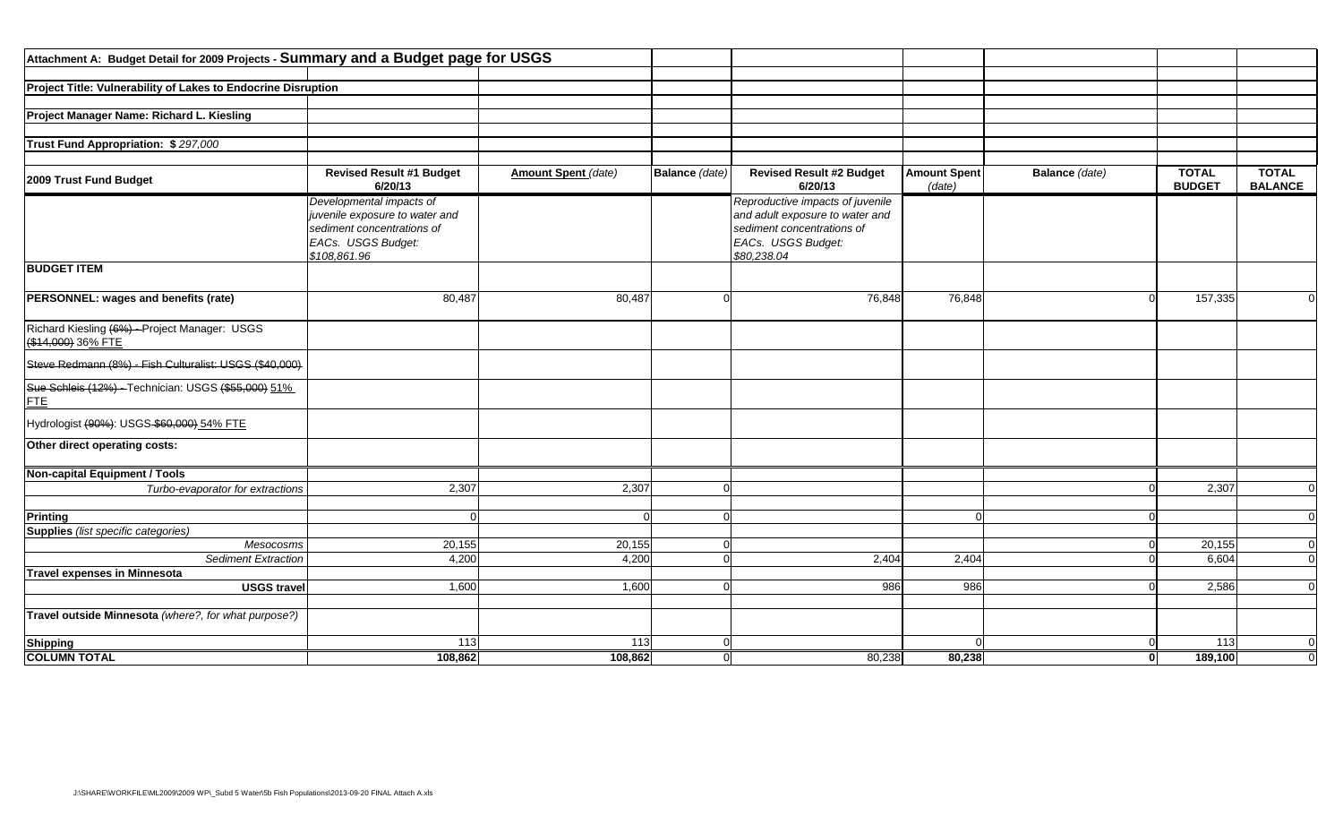| Attachment A: Budget Detail for 2009 Projects - **Summary and a Budget page for USGS** | | | | | | | | |
|---|---|---|---|---|---|---|---|---|
| **Project Title: Vulnerability of Lakes to Endocrine Disruption** | | | | | | | | |
| **Project Manager Name: Richard L. Kiesling** | | | | | | | | |
| **Trust Fund Appropriation: $** *297,000* | | | | | | | | |
| **2009 Trust Fund Budget** | **Revised Result #1 Budget 6/20/13** | **Amount Spent** *(date)* | **Balance** *(date)* | **Revised Result #2 Budget 6/20/13** | **Amount Spent** *(date)* | **Balance** *(date)* | **TOTAL BUDGET** | **TOTAL BALANCE** |
| | *Developmental impacts of juvenile exposure to water and sediment concentrations of EACs. USGS Budget: $108,861.96* | | | *Reproductive impacts of juvenile and adult exposure to water and sediment concentrations of EACs. USGS Budget: $80,238.04* | | | | |
| **BUDGET ITEM** | | | | | | | | |
| **PERSONNEL: wages and benefits (rate)** | 80,487 | 80,487 | 0 | 76,848 | 76,848 | 0 | 157,335 | 0 |
| Richard Kiesling ~~(6%)~~ - Project Manager: USGS ~~($14,000)~~ 36% FTE | | | | | | | | |
| ~~Steve Redmann (8%) - Fish Culturalist: USGS ($40,000)~~ | | | | | | | | |
| ~~Sue Schleis (12%) -~~ Technician: USGS ~~($55,000)~~ 51% FTE | | | | | | | | |
| Hydrologist ~~(90%)~~: USGS ~~$60,000)~~ 54% FTE | | | | | | | | |
| **Other direct operating costs:** | | | | | | | | |
| **Non-capital Equipment / Tools** | | | | | | | | |
| *Turbo-evaporator for extractions* | 2,307 | 2,307 | 0 | | | 0 | 2,307 | 0 |
| **Printing** | 0 | 0 | 0 | | 0 | 0 | | 0 |
| **Supplies** *(list specific categories)* | | | | | | | | |
| *Mesocosms* | 20,155 | 20,155 | 0 | | | 0 | 20,155 | 0 |
| *Sediment Extraction* | 4,200 | 4,200 | 0 | 2,404 | 2,404 | 0 | 6,604 | 0 |
| **Travel expenses in Minnesota** | | | | | | | | |
| **USGS travel** | 1,600 | 1,600 | 0 | 986 | 986 | 0 | 2,586 | 0 |
| **Travel outside Minnesota** *(where?, for what purpose?)* | | | | | | | | |
| **Shipping** | 113 | 113 | 0 | | 0 | 0 | 113 | 0 |
| **COLUMN TOTAL** | **108,862** | **108,862** | 0 | 80,238 | **80,238** | **0** | **189,100** | 0 |

J:\SHARE\WORKFILE\ML2009\2009 WP\_Subd 5 Water\5b Fish Populations\2013-09-20 FINAL Attach A.xls